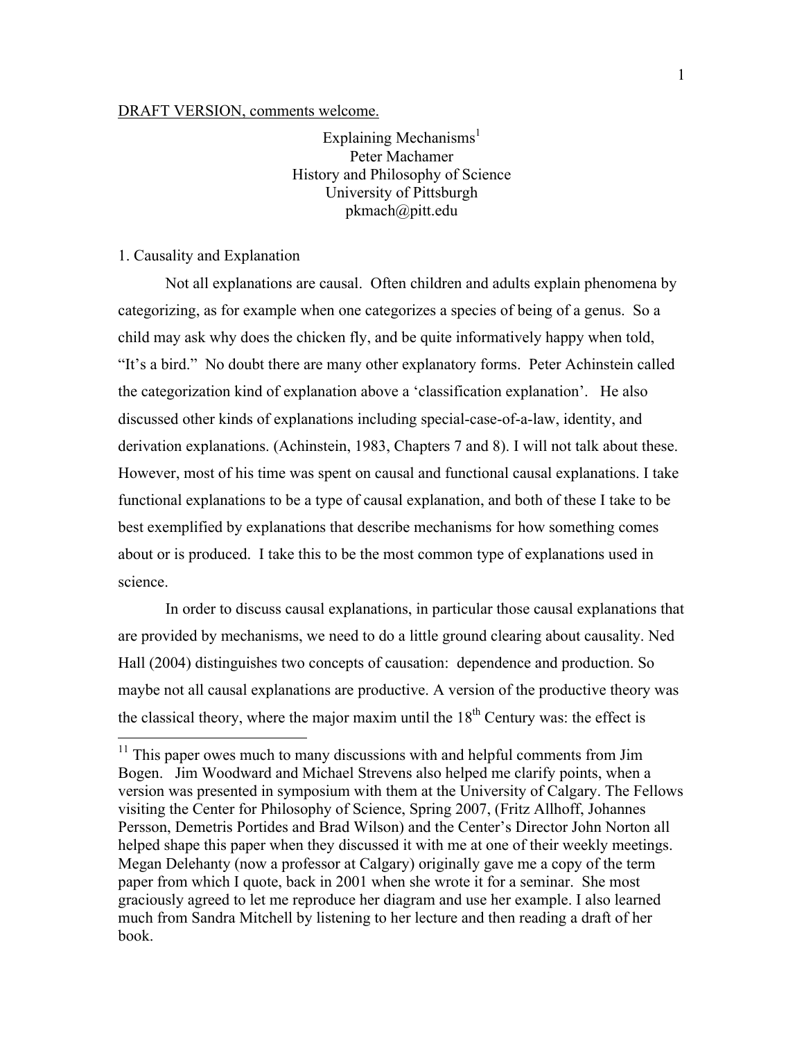DRAFT VERSION, comments welcome.

# Explaining Mechanisms[1]

Peter Machamer
History and Philosophy of Science
University of Pittsburgh
pkmach@pitt.edu

## 1. Causality and Explanation

Not all explanations are causal. Often children and adults explain phenomena by categorizing, as for example when one categorizes a species of being of a genus. So a child may ask why does the chicken fly, and be quite informatively happy when told, "It's a bird." No doubt there are many other explanatory forms. Peter Achinstein called the categorization kind of explanation above a 'classification explanation'. He also discussed other kinds of explanations including special-case-of-a-law, identity, and derivation explanations. (Achinstein, 1983, Chapters 7 and 8). I will not talk about these. However, most of his time was spent on causal and functional causal explanations. I take functional explanations to be a type of causal explanation, and both of these I take to be best exemplified by explanations that describe mechanisms for how something comes about or is produced. I take this to be the most common type of explanations used in science.

In order to discuss causal explanations, in particular those causal explanations that are provided by mechanisms, we need to do a little ground clearing about causality. Ned Hall (2004) distinguishes two concepts of causation: dependence and production. So maybe not all causal explanations are productive. A version of the productive theory was the classical theory, where the major maxim until the 18th Century was: the effect is

---

[11] This paper owes much to many discussions with and helpful comments from Jim Bogen. Jim Woodward and Michael Strevens also helped me clarify points, when a version was presented in symposium with them at the University of Calgary. The Fellows visiting the Center for Philosophy of Science, Spring 2007, (Fritz Allhoff, Johannes Persson, Demetris Portides and Brad Wilson) and the Center's Director John Norton all helped shape this paper when they discussed it with me at one of their weekly meetings. Megan Delehanty (now a professor at Calgary) originally gave me a copy of the term paper from which I quote, back in 2001 when she wrote it for a seminar. She most graciously agreed to let me reproduce her diagram and use her example. I also learned much from Sandra Mitchell by listening to her lecture and then reading a draft of her book.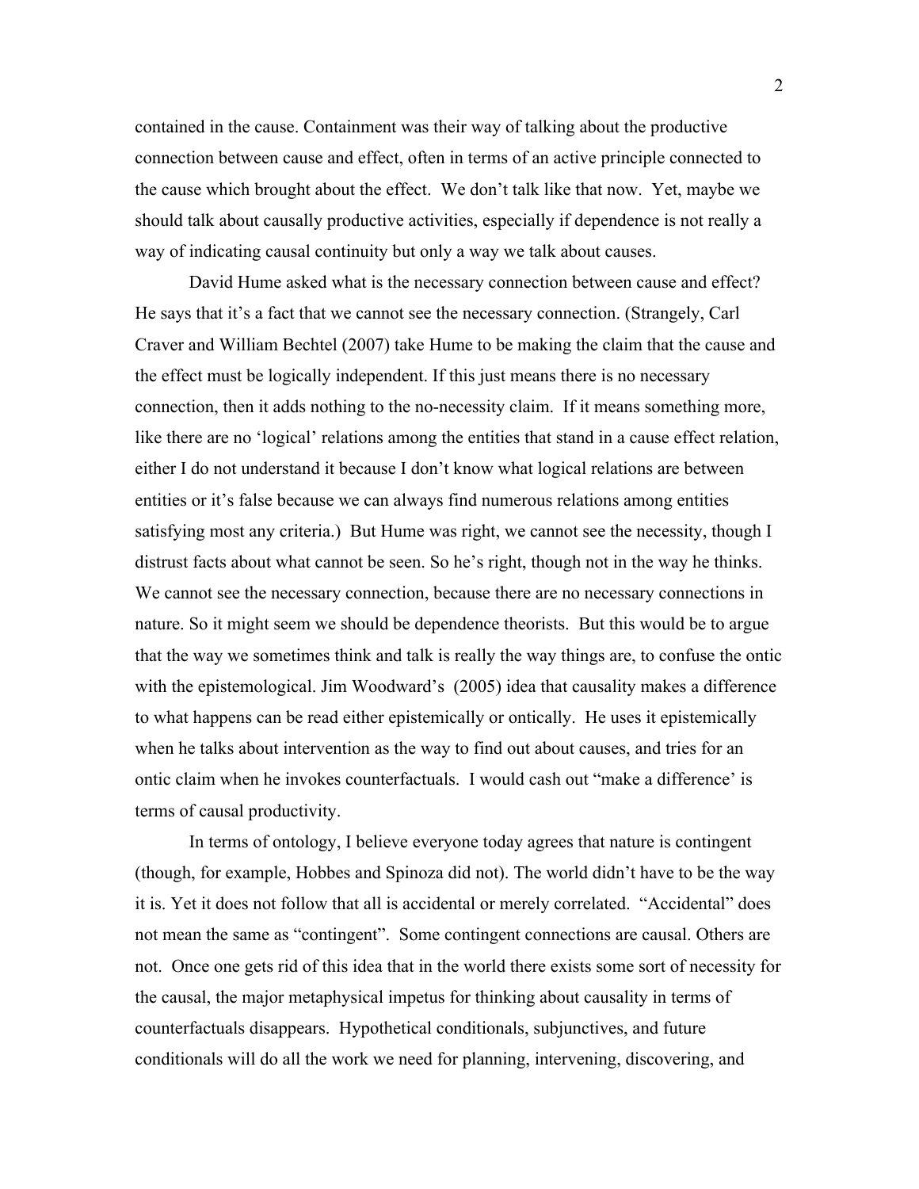contained in the cause. Containment was their way of talking about the productive connection between cause and effect, often in terms of an active principle connected to the cause which brought about the effect. We don't talk like that now. Yet, maybe we should talk about causally productive activities, especially if dependence is not really a way of indicating causal continuity but only a way we talk about causes.

David Hume asked what is the necessary connection between cause and effect? He says that it's a fact that we cannot see the necessary connection. (Strangely, Carl Craver and William Bechtel (2007) take Hume to be making the claim that the cause and the effect must be logically independent. If this just means there is no necessary connection, then it adds nothing to the no-necessity claim. If it means something more, like there are no 'logical' relations among the entities that stand in a cause effect relation, either I do not understand it because I don't know what logical relations are between entities or it's false because we can always find numerous relations among entities satisfying most any criteria.) But Hume was right, we cannot see the necessity, though I distrust facts about what cannot be seen. So he's right, though not in the way he thinks. We cannot see the necessary connection, because there are no necessary connections in nature. So it might seem we should be dependence theorists. But this would be to argue that the way we sometimes think and talk is really the way things are, to confuse the ontic with the epistemological. Jim Woodward's (2005) idea that causality makes a difference to what happens can be read either epistemically or ontically. He uses it epistemically when he talks about intervention as the way to find out about causes, and tries for an ontic claim when he invokes counterfactuals. I would cash out "make a difference' is terms of causal productivity.

In terms of ontology, I believe everyone today agrees that nature is contingent (though, for example, Hobbes and Spinoza did not). The world didn't have to be the way it is. Yet it does not follow that all is accidental or merely correlated. "Accidental" does not mean the same as "contingent". Some contingent connections are causal. Others are not. Once one gets rid of this idea that in the world there exists some sort of necessity for the causal, the major metaphysical impetus for thinking about causality in terms of counterfactuals disappears. Hypothetical conditionals, subjunctives, and future conditionals will do all the work we need for planning, intervening, discovering, and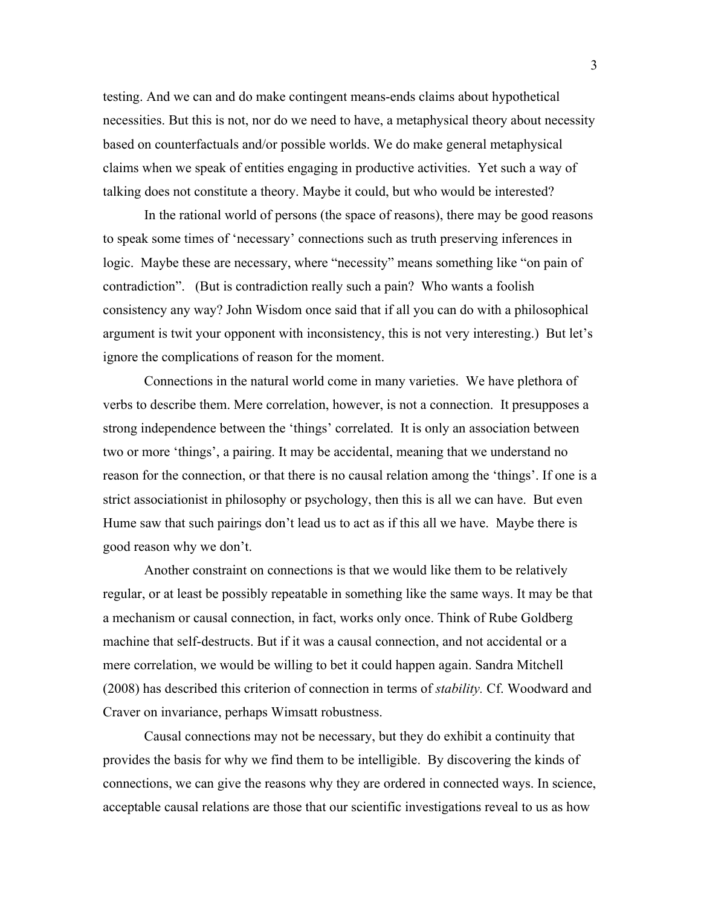testing. And we can and do make contingent means-ends claims about hypothetical necessities. But this is not, nor do we need to have, a metaphysical theory about necessity based on counterfactuals and/or possible worlds. We do make general metaphysical claims when we speak of entities engaging in productive activities. Yet such a way of talking does not constitute a theory. Maybe it could, but who would be interested?

In the rational world of persons (the space of reasons), there may be good reasons to speak some times of 'necessary' connections such as truth preserving inferences in logic. Maybe these are necessary, where "necessity" means something like "on pain of contradiction". (But is contradiction really such a pain? Who wants a foolish consistency any way? John Wisdom once said that if all you can do with a philosophical argument is twit your opponent with inconsistency, this is not very interesting.) But let's ignore the complications of reason for the moment.

Connections in the natural world come in many varieties. We have plethora of verbs to describe them. Mere correlation, however, is not a connection. It presupposes a strong independence between the 'things' correlated. It is only an association between two or more 'things', a pairing. It may be accidental, meaning that we understand no reason for the connection, or that there is no causal relation among the 'things'. If one is a strict associationist in philosophy or psychology, then this is all we can have. But even Hume saw that such pairings don't lead us to act as if this all we have. Maybe there is good reason why we don't.

Another constraint on connections is that we would like them to be relatively regular, or at least be possibly repeatable in something like the same ways. It may be that a mechanism or causal connection, in fact, works only once. Think of Rube Goldberg machine that self-destructs. But if it was a causal connection, and not accidental or a mere correlation, we would be willing to bet it could happen again. Sandra Mitchell (2008) has described this criterion of connection in terms of *stability.* Cf. Woodward and Craver on invariance, perhaps Wimsatt robustness.

Causal connections may not be necessary, but they do exhibit a continuity that provides the basis for why we find them to be intelligible. By discovering the kinds of connections, we can give the reasons why they are ordered in connected ways. In science, acceptable causal relations are those that our scientific investigations reveal to us as how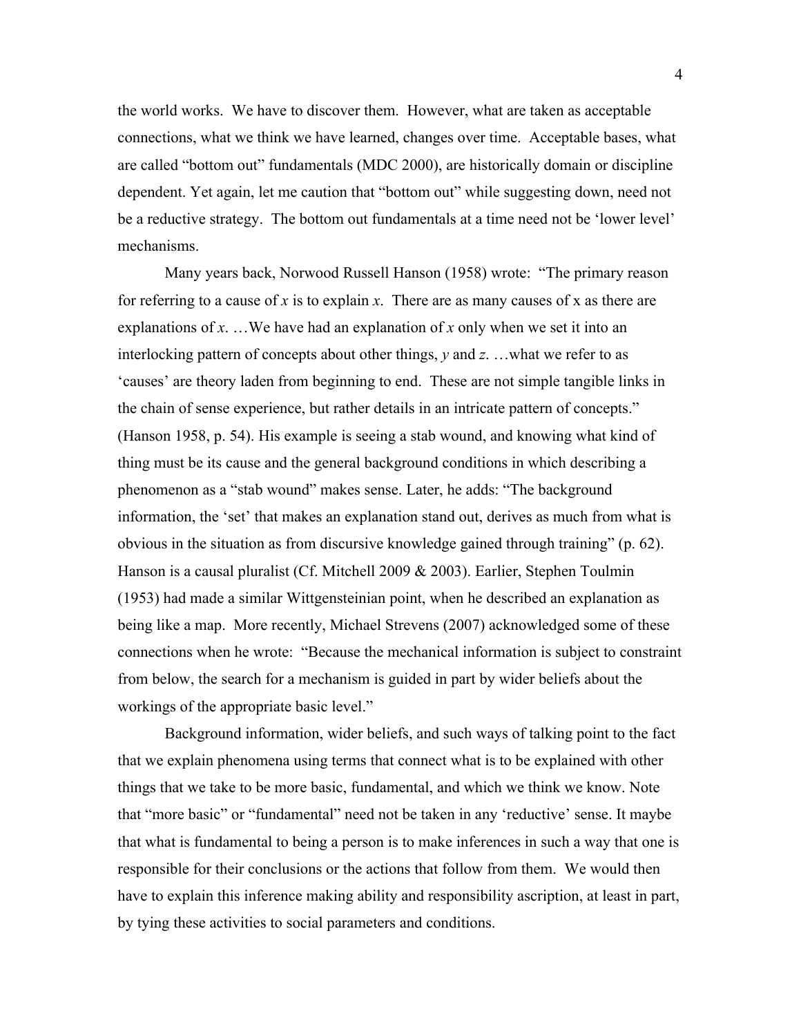the world works. We have to discover them. However, what are taken as acceptable connections, what we think we have learned, changes over time. Acceptable bases, what are called "bottom out" fundamentals (MDC 2000), are historically domain or discipline dependent. Yet again, let me caution that "bottom out" while suggesting down, need not be a reductive strategy. The bottom out fundamentals at a time need not be 'lower level' mechanisms.

Many years back, Norwood Russell Hanson (1958) wrote: "The primary reason for referring to a cause of *x* is to explain *x*. There are as many causes of x as there are explanations of *x*. …We have had an explanation of *x* only when we set it into an interlocking pattern of concepts about other things, *y* and *z*. …what we refer to as 'causes' are theory laden from beginning to end. These are not simple tangible links in the chain of sense experience, but rather details in an intricate pattern of concepts." (Hanson 1958, p. 54). His example is seeing a stab wound, and knowing what kind of thing must be its cause and the general background conditions in which describing a phenomenon as a "stab wound" makes sense. Later, he adds: "The background information, the 'set' that makes an explanation stand out, derives as much from what is obvious in the situation as from discursive knowledge gained through training" (p. 62). Hanson is a causal pluralist (Cf. Mitchell 2009 & 2003). Earlier, Stephen Toulmin (1953) had made a similar Wittgensteinian point, when he described an explanation as being like a map. More recently, Michael Strevens (2007) acknowledged some of these connections when he wrote: "Because the mechanical information is subject to constraint from below, the search for a mechanism is guided in part by wider beliefs about the workings of the appropriate basic level."

Background information, wider beliefs, and such ways of talking point to the fact that we explain phenomena using terms that connect what is to be explained with other things that we take to be more basic, fundamental, and which we think we know. Note that "more basic" or "fundamental" need not be taken in any 'reductive' sense. It maybe that what is fundamental to being a person is to make inferences in such a way that one is responsible for their conclusions or the actions that follow from them. We would then have to explain this inference making ability and responsibility ascription, at least in part, by tying these activities to social parameters and conditions.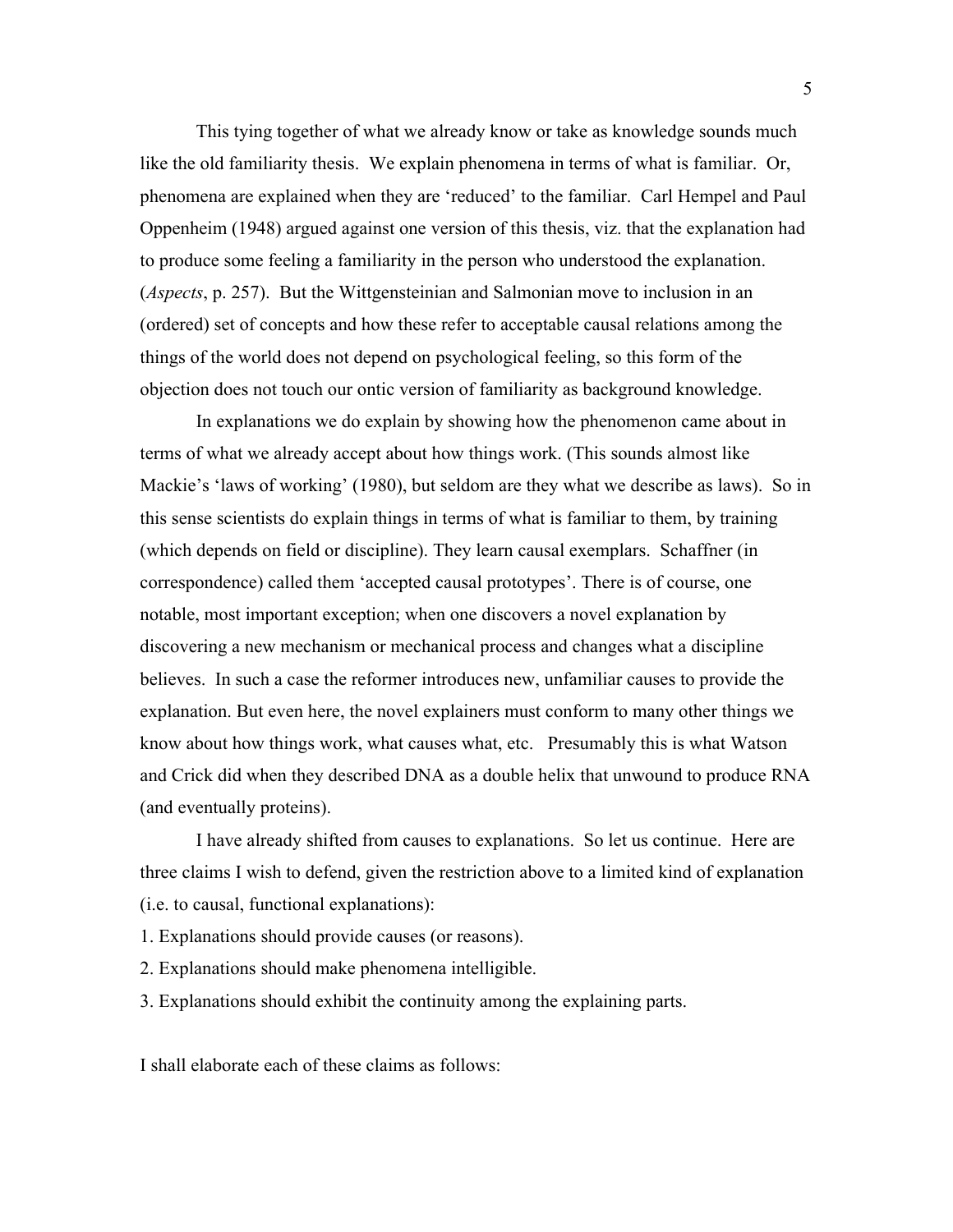This tying together of what we already know or take as knowledge sounds much like the old familiarity thesis. We explain phenomena in terms of what is familiar. Or, phenomena are explained when they are 'reduced' to the familiar. Carl Hempel and Paul Oppenheim (1948) argued against one version of this thesis, viz. that the explanation had to produce some feeling a familiarity in the person who understood the explanation. (*Aspects*, p. 257). But the Wittgensteinian and Salmonian move to inclusion in an (ordered) set of concepts and how these refer to acceptable causal relations among the things of the world does not depend on psychological feeling, so this form of the objection does not touch our ontic version of familiarity as background knowledge.

In explanations we do explain by showing how the phenomenon came about in terms of what we already accept about how things work. (This sounds almost like Mackie's 'laws of working' (1980), but seldom are they what we describe as laws). So in this sense scientists do explain things in terms of what is familiar to them, by training (which depends on field or discipline). They learn causal exemplars. Schaffner (in correspondence) called them 'accepted causal prototypes'. There is of course, one notable, most important exception; when one discovers a novel explanation by discovering a new mechanism or mechanical process and changes what a discipline believes. In such a case the reformer introduces new, unfamiliar causes to provide the explanation. But even here, the novel explainers must conform to many other things we know about how things work, what causes what, etc. Presumably this is what Watson and Crick did when they described DNA as a double helix that unwound to produce RNA (and eventually proteins).

I have already shifted from causes to explanations. So let us continue. Here are three claims I wish to defend, given the restriction above to a limited kind of explanation (i.e. to causal, functional explanations):

1. Explanations should provide causes (or reasons).
2. Explanations should make phenomena intelligible.
3. Explanations should exhibit the continuity among the explaining parts.

I shall elaborate each of these claims as follows: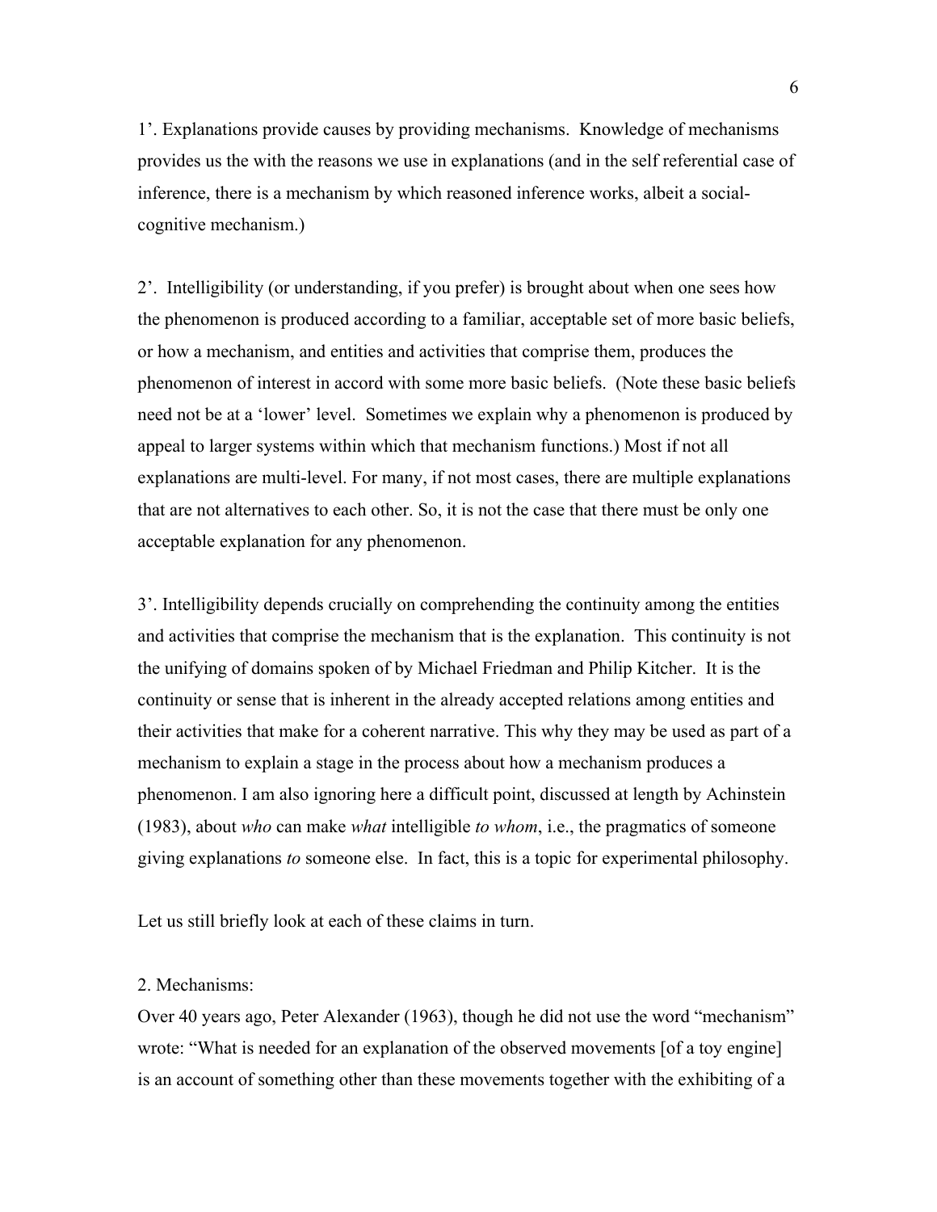1'. Explanations provide causes by providing mechanisms. Knowledge of mechanisms provides us the with the reasons we use in explanations (and in the self referential case of inference, there is a mechanism by which reasoned inference works, albeit a social-cognitive mechanism.)

2'. Intelligibility (or understanding, if you prefer) is brought about when one sees how the phenomenon is produced according to a familiar, acceptable set of more basic beliefs, or how a mechanism, and entities and activities that comprise them, produces the phenomenon of interest in accord with some more basic beliefs. (Note these basic beliefs need not be at a 'lower' level. Sometimes we explain why a phenomenon is produced by appeal to larger systems within which that mechanism functions.) Most if not all explanations are multi-level. For many, if not most cases, there are multiple explanations that are not alternatives to each other. So, it is not the case that there must be only one acceptable explanation for any phenomenon.

3'. Intelligibility depends crucially on comprehending the continuity among the entities and activities that comprise the mechanism that is the explanation. This continuity is not the unifying of domains spoken of by Michael Friedman and Philip Kitcher. It is the continuity or sense that is inherent in the already accepted relations among entities and their activities that make for a coherent narrative. This why they may be used as part of a mechanism to explain a stage in the process about how a mechanism produces a phenomenon. I am also ignoring here a difficult point, discussed at length by Achinstein (1983), about *who* can make *what* intelligible *to whom*, i.e., the pragmatics of someone giving explanations *to* someone else. In fact, this is a topic for experimental philosophy.

Let us still briefly look at each of these claims in turn.

## 2. Mechanisms:

Over 40 years ago, Peter Alexander (1963), though he did not use the word "mechanism" wrote: "What is needed for an explanation of the observed movements [of a toy engine] is an account of something other than these movements together with the exhibiting of a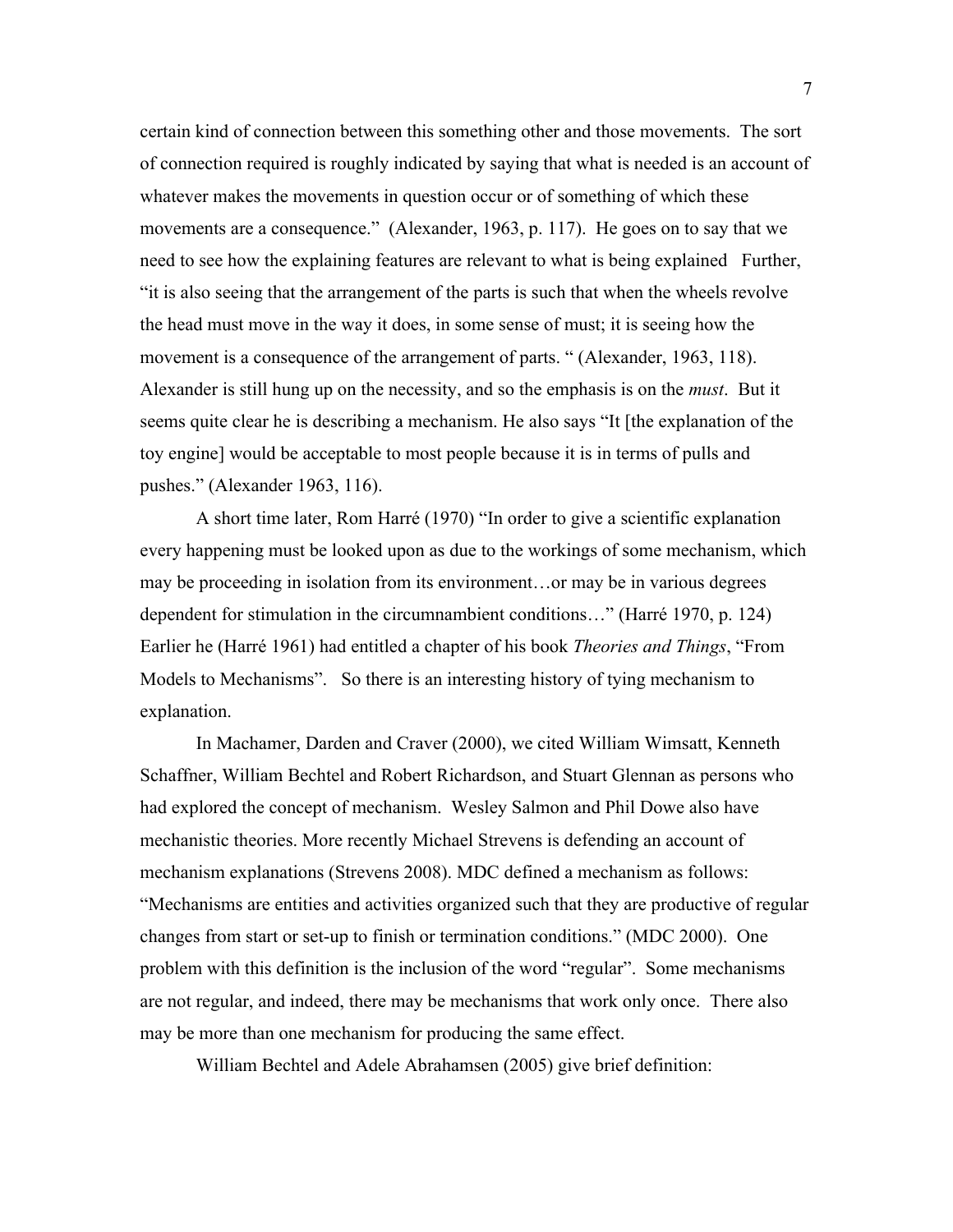certain kind of connection between this something other and those movements. The sort of connection required is roughly indicated by saying that what is needed is an account of whatever makes the movements in question occur or of something of which these movements are a consequence." (Alexander, 1963, p. 117). He goes on to say that we need to see how the explaining features are relevant to what is being explained Further, "it is also seeing that the arrangement of the parts is such that when the wheels revolve the head must move in the way it does, in some sense of must; it is seeing how the movement is a consequence of the arrangement of parts. " (Alexander, 1963, 118). Alexander is still hung up on the necessity, and so the emphasis is on the *must*. But it seems quite clear he is describing a mechanism. He also says "It [the explanation of the toy engine] would be acceptable to most people because it is in terms of pulls and pushes." (Alexander 1963, 116).

A short time later, Rom Harré (1970) "In order to give a scientific explanation every happening must be looked upon as due to the workings of some mechanism, which may be proceeding in isolation from its environment…or may be in various degrees dependent for stimulation in the circumnambient conditions…" (Harré 1970, p. 124) Earlier he (Harré 1961) had entitled a chapter of his book *Theories and Things*, "From Models to Mechanisms". So there is an interesting history of tying mechanism to explanation.

In Machamer, Darden and Craver (2000), we cited William Wimsatt, Kenneth Schaffner, William Bechtel and Robert Richardson, and Stuart Glennan as persons who had explored the concept of mechanism. Wesley Salmon and Phil Dowe also have mechanistic theories. More recently Michael Strevens is defending an account of mechanism explanations (Strevens 2008). MDC defined a mechanism as follows: "Mechanisms are entities and activities organized such that they are productive of regular changes from start or set-up to finish or termination conditions." (MDC 2000). One problem with this definition is the inclusion of the word "regular". Some mechanisms are not regular, and indeed, there may be mechanisms that work only once. There also may be more than one mechanism for producing the same effect.

William Bechtel and Adele Abrahamsen (2005) give brief definition: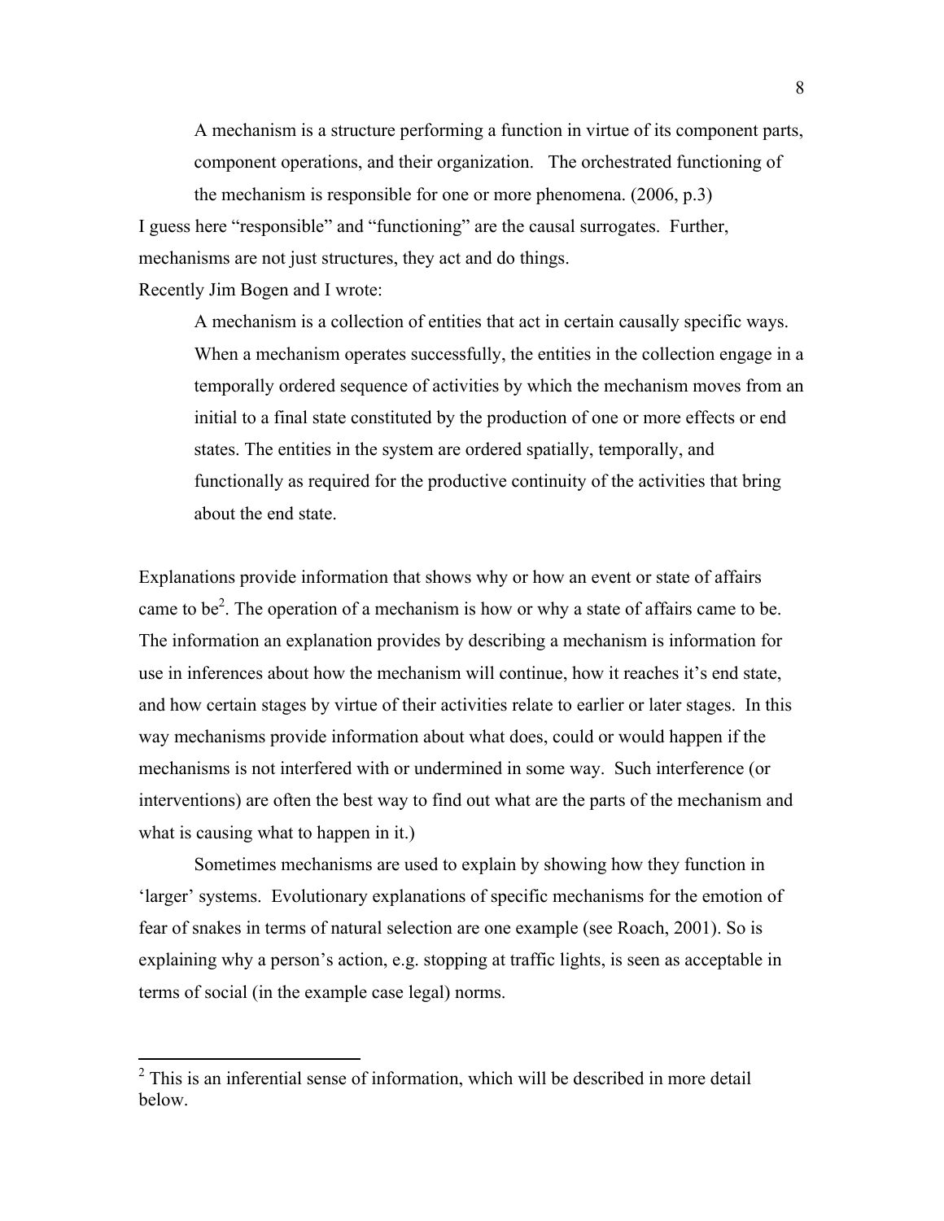> A mechanism is a structure performing a function in virtue of its component parts, component operations, and their organization. The orchestrated functioning of the mechanism is responsible for one or more phenomena. (2006, p.3)

I guess here "responsible" and "functioning" are the causal surrogates. Further, mechanisms are not just structures, they act and do things.

Recently Jim Bogen and I wrote:

> A mechanism is a collection of entities that act in certain causally specific ways. When a mechanism operates successfully, the entities in the collection engage in a temporally ordered sequence of activities by which the mechanism moves from an initial to a final state constituted by the production of one or more effects or end states. The entities in the system are ordered spatially, temporally, and functionally as required for the productive continuity of the activities that bring about the end state.

Explanations provide information that shows why or how an event or state of affairs came to be[2]. The operation of a mechanism is how or why a state of affairs came to be. The information an explanation provides by describing a mechanism is information for use in inferences about how the mechanism will continue, how it reaches it's end state, and how certain stages by virtue of their activities relate to earlier or later stages. In this way mechanisms provide information about what does, could or would happen if the mechanisms is not interfered with or undermined in some way. Such interference (or interventions) are often the best way to find out what are the parts of the mechanism and what is causing what to happen in it.)

Sometimes mechanisms are used to explain by showing how they function in 'larger' systems. Evolutionary explanations of specific mechanisms for the emotion of fear of snakes in terms of natural selection are one example (see Roach, 2001). So is explaining why a person's action, e.g. stopping at traffic lights, is seen as acceptable in terms of social (in the example case legal) norms.

---

[2] This is an inferential sense of information, which will be described in more detail below.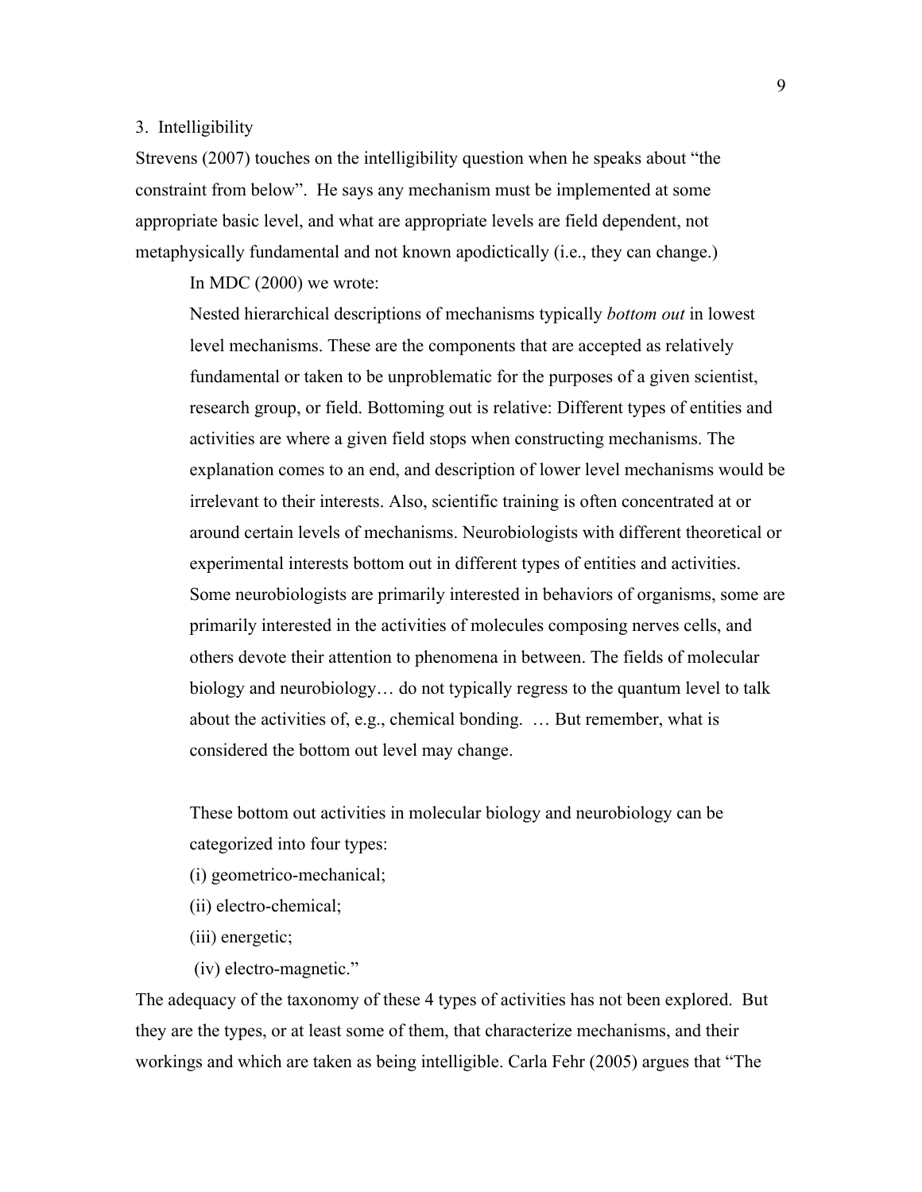## 3. Intelligibility

Strevens (2007) touches on the intelligibility question when he speaks about "the constraint from below". He says any mechanism must be implemented at some appropriate basic level, and what are appropriate levels are field dependent, not metaphysically fundamental and not known apodictically (i.e., they can change.)

In MDC (2000) we wrote:

> Nested hierarchical descriptions of mechanisms typically *bottom out* in lowest level mechanisms. These are the components that are accepted as relatively fundamental or taken to be unproblematic for the purposes of a given scientist, research group, or field. Bottoming out is relative: Different types of entities and activities are where a given field stops when constructing mechanisms. The explanation comes to an end, and description of lower level mechanisms would be irrelevant to their interests. Also, scientific training is often concentrated at or around certain levels of mechanisms. Neurobiologists with different theoretical or experimental interests bottom out in different types of entities and activities. Some neurobiologists are primarily interested in behaviors of organisms, some are primarily interested in the activities of molecules composing nerves cells, and others devote their attention to phenomena in between. The fields of molecular biology and neurobiology… do not typically regress to the quantum level to talk about the activities of, e.g., chemical bonding. … But remember, what is considered the bottom out level may change.
>
> These bottom out activities in molecular biology and neurobiology can be categorized into four types:
>
> (i) geometrico-mechanical;
>
> (ii) electro-chemical;
>
> (iii) energetic;
>
> (iv) electro-magnetic."

The adequacy of the taxonomy of these 4 types of activities has not been explored. But they are the types, or at least some of them, that characterize mechanisms, and their workings and which are taken as being intelligible. Carla Fehr (2005) argues that "The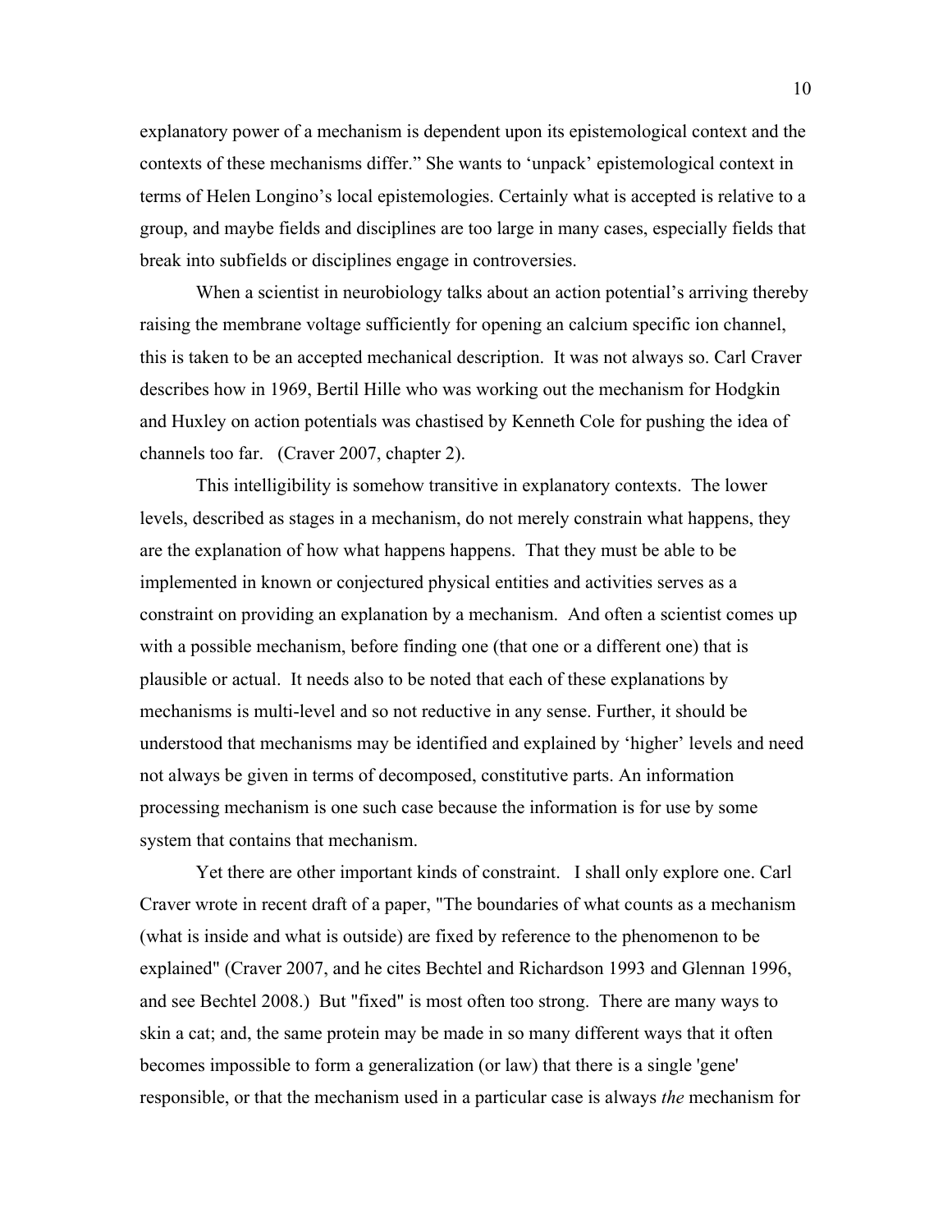explanatory power of a mechanism is dependent upon its epistemological context and the contexts of these mechanisms differ." She wants to 'unpack' epistemological context in terms of Helen Longino's local epistemologies. Certainly what is accepted is relative to a group, and maybe fields and disciplines are too large in many cases, especially fields that break into subfields or disciplines engage in controversies.

When a scientist in neurobiology talks about an action potential's arriving thereby raising the membrane voltage sufficiently for opening an calcium specific ion channel, this is taken to be an accepted mechanical description. It was not always so. Carl Craver describes how in 1969, Bertil Hille who was working out the mechanism for Hodgkin and Huxley on action potentials was chastised by Kenneth Cole for pushing the idea of channels too far. (Craver 2007, chapter 2).

This intelligibility is somehow transitive in explanatory contexts. The lower levels, described as stages in a mechanism, do not merely constrain what happens, they are the explanation of how what happens happens. That they must be able to be implemented in known or conjectured physical entities and activities serves as a constraint on providing an explanation by a mechanism. And often a scientist comes up with a possible mechanism, before finding one (that one or a different one) that is plausible or actual. It needs also to be noted that each of these explanations by mechanisms is multi-level and so not reductive in any sense. Further, it should be understood that mechanisms may be identified and explained by 'higher' levels and need not always be given in terms of decomposed, constitutive parts. An information processing mechanism is one such case because the information is for use by some system that contains that mechanism.

Yet there are other important kinds of constraint. I shall only explore one. Carl Craver wrote in recent draft of a paper, "The boundaries of what counts as a mechanism (what is inside and what is outside) are fixed by reference to the phenomenon to be explained" (Craver 2007, and he cites Bechtel and Richardson 1993 and Glennan 1996, and see Bechtel 2008.) But "fixed" is most often too strong. There are many ways to skin a cat; and, the same protein may be made in so many different ways that it often becomes impossible to form a generalization (or law) that there is a single 'gene' responsible, or that the mechanism used in a particular case is always *the* mechanism for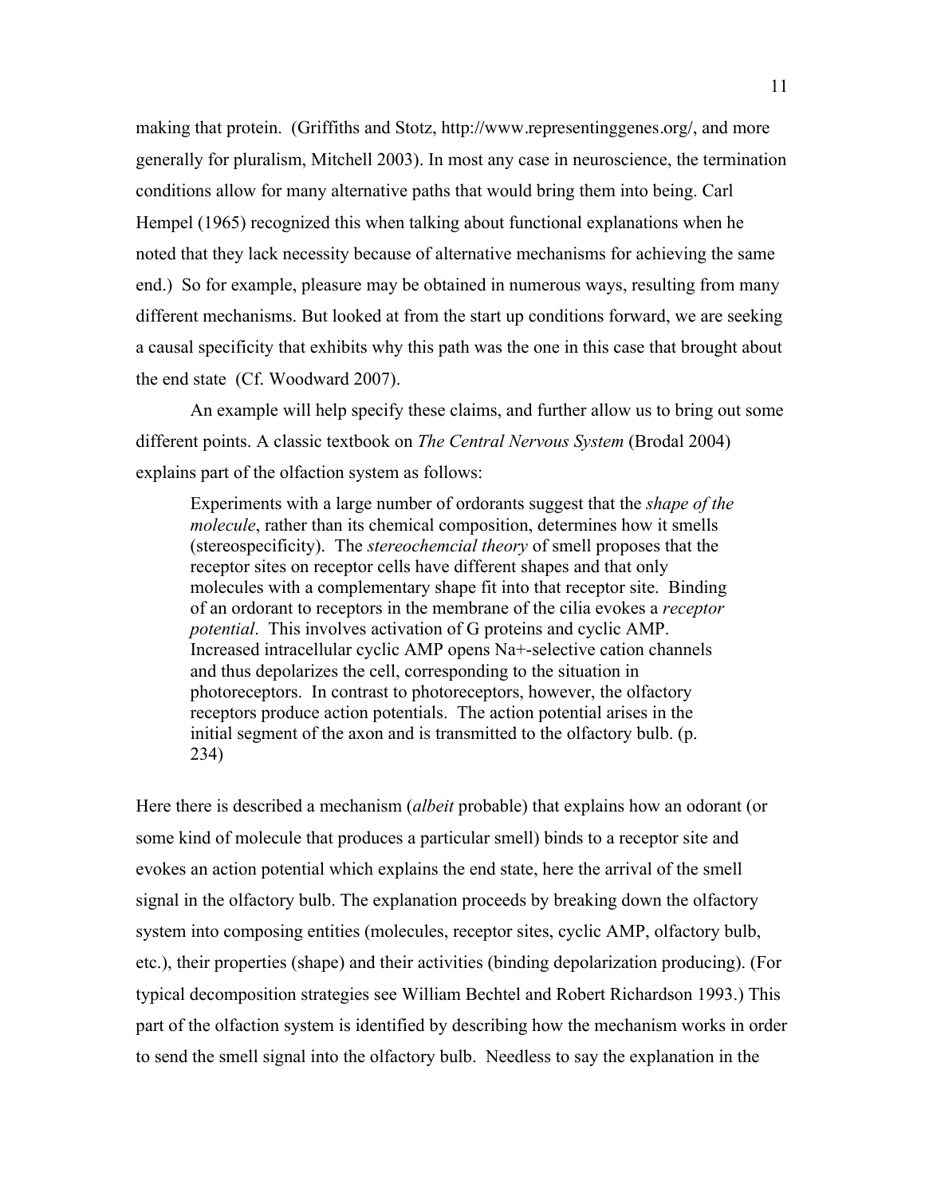making that protein. (Griffiths and Stotz, http://www.representinggenes.org/, and more generally for pluralism, Mitchell 2003). In most any case in neuroscience, the termination conditions allow for many alternative paths that would bring them into being. Carl Hempel (1965) recognized this when talking about functional explanations when he noted that they lack necessity because of alternative mechanisms for achieving the same end.) So for example, pleasure may be obtained in numerous ways, resulting from many different mechanisms. But looked at from the start up conditions forward, we are seeking a causal specificity that exhibits why this path was the one in this case that brought about the end state (Cf. Woodward 2007).

An example will help specify these claims, and further allow us to bring out some different points. A classic textbook on *The Central Nervous System* (Brodal 2004) explains part of the olfaction system as follows:

> Experiments with a large number of ordorants suggest that the *shape of the molecule*, rather than its chemical composition, determines how it smells (stereospecificity). The *stereochemcial theory* of smell proposes that the receptor sites on receptor cells have different shapes and that only molecules with a complementary shape fit into that receptor site. Binding of an ordorant to receptors in the membrane of the cilia evokes a *receptor potential*. This involves activation of G proteins and cyclic AMP. Increased intracellular cyclic AMP opens Na+-selective cation channels and thus depolarizes the cell, corresponding to the situation in photoreceptors. In contrast to photoreceptors, however, the olfactory receptors produce action potentials. The action potential arises in the initial segment of the axon and is transmitted to the olfactory bulb. (p. 234)

Here there is described a mechanism (*albeit* probable) that explains how an odorant (or some kind of molecule that produces a particular smell) binds to a receptor site and evokes an action potential which explains the end state, here the arrival of the smell signal in the olfactory bulb. The explanation proceeds by breaking down the olfactory system into composing entities (molecules, receptor sites, cyclic AMP, olfactory bulb, etc.), their properties (shape) and their activities (binding depolarization producing). (For typical decomposition strategies see William Bechtel and Robert Richardson 1993.) This part of the olfaction system is identified by describing how the mechanism works in order to send the smell signal into the olfactory bulb. Needless to say the explanation in the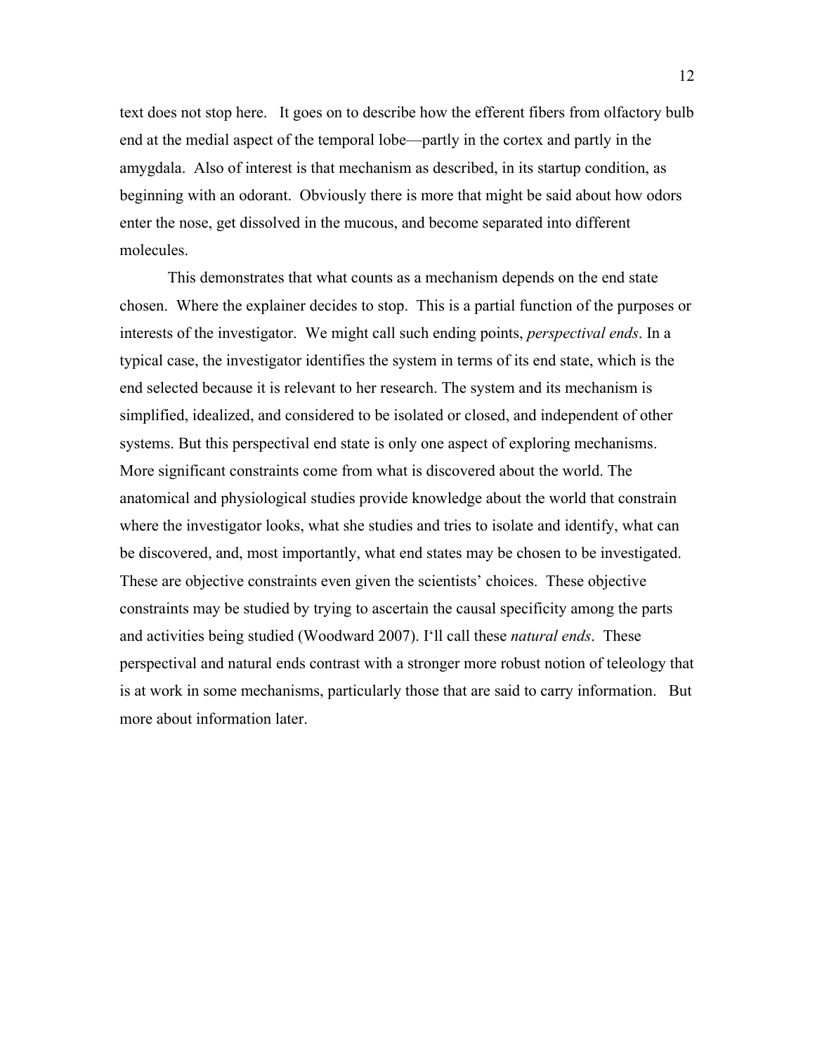text does not stop here. It goes on to describe how the efferent fibers from olfactory bulb end at the medial aspect of the temporal lobe—partly in the cortex and partly in the amygdala. Also of interest is that mechanism as described, in its startup condition, as beginning with an odorant. Obviously there is more that might be said about how odors enter the nose, get dissolved in the mucous, and become separated into different molecules.

This demonstrates that what counts as a mechanism depends on the end state chosen. Where the explainer decides to stop. This is a partial function of the purposes or interests of the investigator. We might call such ending points, *perspectival ends*. In a typical case, the investigator identifies the system in terms of its end state, which is the end selected because it is relevant to her research. The system and its mechanism is simplified, idealized, and considered to be isolated or closed, and independent of other systems. But this perspectival end state is only one aspect of exploring mechanisms. More significant constraints come from what is discovered about the world. The anatomical and physiological studies provide knowledge about the world that constrain where the investigator looks, what she studies and tries to isolate and identify, what can be discovered, and, most importantly, what end states may be chosen to be investigated. These are objective constraints even given the scientists' choices. These objective constraints may be studied by trying to ascertain the causal specificity among the parts and activities being studied (Woodward 2007). I'll call these *natural ends*. These perspectival and natural ends contrast with a stronger more robust notion of teleology that is at work in some mechanisms, particularly those that are said to carry information. But more about information later.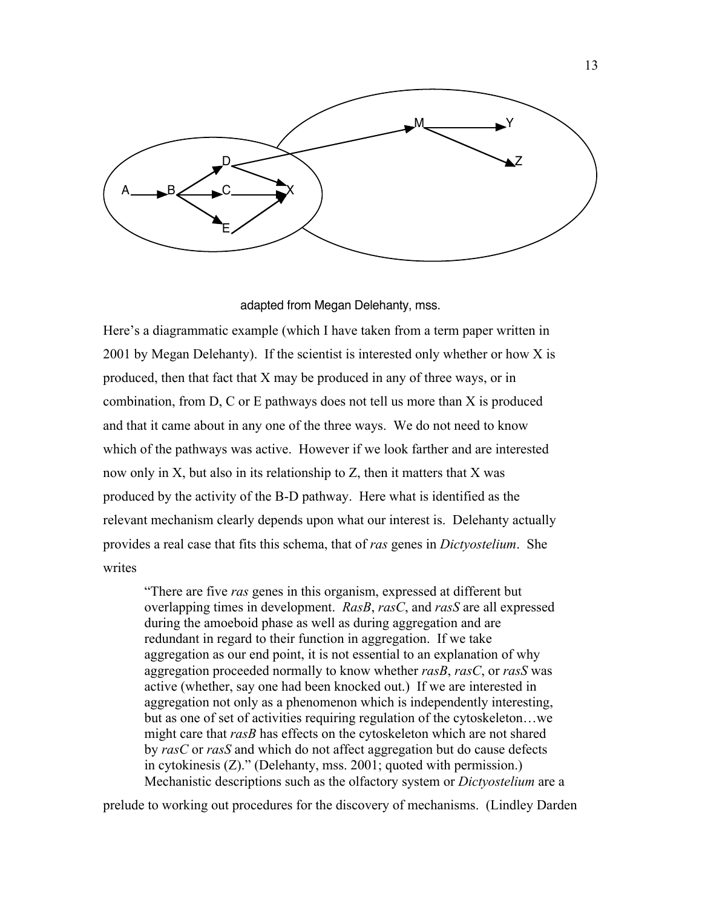adapted from Megan Delehanty, mss.

Here's a diagrammatic example (which I have taken from a term paper written in 2001 by Megan Delehanty). If the scientist is interested only whether or how X is produced, then that fact that X may be produced in any of three ways, or in combination, from D, C or E pathways does not tell us more than X is produced and that it came about in any one of the three ways. We do not need to know which of the pathways was active. However if we look farther and are interested now only in X, but also in its relationship to Z, then it matters that X was produced by the activity of the B-D pathway. Here what is identified as the relevant mechanism clearly depends upon what our interest is. Delehanty actually provides a real case that fits this schema, that of *ras* genes in *Dictyostelium*. She writes

> "There are five *ras* genes in this organism, expressed at different but overlapping times in development. *RasB*, *rasC*, and *rasS* are all expressed during the amoeboid phase as well as during aggregation and are redundant in regard to their function in aggregation. If we take aggregation as our end point, it is not essential to an explanation of why aggregation proceeded normally to know whether *rasB*, *rasC*, or *rasS* was active (whether, say one had been knocked out.) If we are interested in aggregation not only as a phenomenon which is independently interesting, but as one of set of activities requiring regulation of the cytoskeleton…we might care that *rasB* has effects on the cytoskeleton which are not shared by *rasC* or *rasS* and which do not affect aggregation but do cause defects in cytokinesis (Z)." (Delehanty, mss. 2001; quoted with permission.)

Mechanistic descriptions such as the olfactory system or *Dictyostelium* are a prelude to working out procedures for the discovery of mechanisms. (Lindley Darden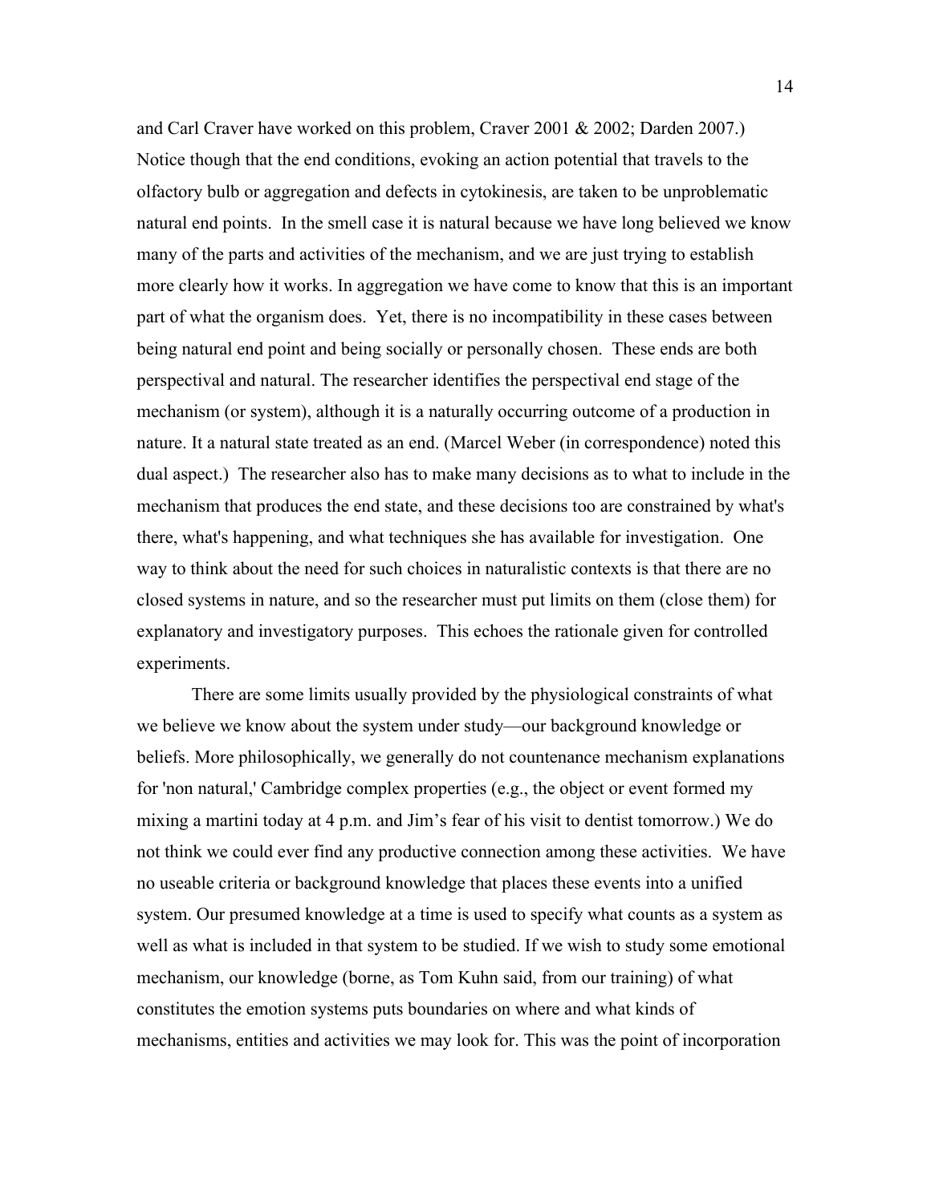and Carl Craver have worked on this problem, Craver 2001 & 2002; Darden 2007.) Notice though that the end conditions, evoking an action potential that travels to the olfactory bulb or aggregation and defects in cytokinesis, are taken to be unproblematic natural end points. In the smell case it is natural because we have long believed we know many of the parts and activities of the mechanism, and we are just trying to establish more clearly how it works. In aggregation we have come to know that this is an important part of what the organism does. Yet, there is no incompatibility in these cases between being natural end point and being socially or personally chosen. These ends are both perspectival and natural. The researcher identifies the perspectival end stage of the mechanism (or system), although it is a naturally occurring outcome of a production in nature. It a natural state treated as an end. (Marcel Weber (in correspondence) noted this dual aspect.) The researcher also has to make many decisions as to what to include in the mechanism that produces the end state, and these decisions too are constrained by what's there, what's happening, and what techniques she has available for investigation. One way to think about the need for such choices in naturalistic contexts is that there are no closed systems in nature, and so the researcher must put limits on them (close them) for explanatory and investigatory purposes. This echoes the rationale given for controlled experiments.

There are some limits usually provided by the physiological constraints of what we believe we know about the system under study—our background knowledge or beliefs. More philosophically, we generally do not countenance mechanism explanations for 'non natural,' Cambridge complex properties (e.g., the object or event formed my mixing a martini today at 4 p.m. and Jim's fear of his visit to dentist tomorrow.) We do not think we could ever find any productive connection among these activities. We have no useable criteria or background knowledge that places these events into a unified system. Our presumed knowledge at a time is used to specify what counts as a system as well as what is included in that system to be studied. If we wish to study some emotional mechanism, our knowledge (borne, as Tom Kuhn said, from our training) of what constitutes the emotion systems puts boundaries on where and what kinds of mechanisms, entities and activities we may look for. This was the point of incorporation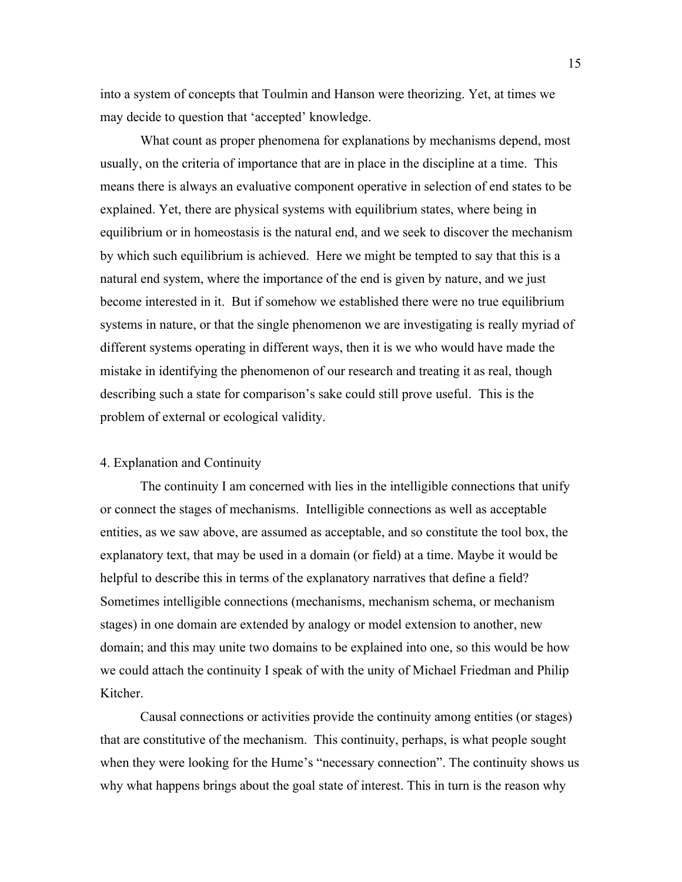into a system of concepts that Toulmin and Hanson were theorizing. Yet, at times we may decide to question that 'accepted' knowledge.

What count as proper phenomena for explanations by mechanisms depend, most usually, on the criteria of importance that are in place in the discipline at a time. This means there is always an evaluative component operative in selection of end states to be explained. Yet, there are physical systems with equilibrium states, where being in equilibrium or in homeostasis is the natural end, and we seek to discover the mechanism by which such equilibrium is achieved. Here we might be tempted to say that this is a natural end system, where the importance of the end is given by nature, and we just become interested in it. But if somehow we established there were no true equilibrium systems in nature, or that the single phenomenon we are investigating is really myriad of different systems operating in different ways, then it is we who would have made the mistake in identifying the phenomenon of our research and treating it as real, though describing such a state for comparison's sake could still prove useful. This is the problem of external or ecological validity.

## 4. Explanation and Continuity

The continuity I am concerned with lies in the intelligible connections that unify or connect the stages of mechanisms. Intelligible connections as well as acceptable entities, as we saw above, are assumed as acceptable, and so constitute the tool box, the explanatory text, that may be used in a domain (or field) at a time. Maybe it would be helpful to describe this in terms of the explanatory narratives that define a field? Sometimes intelligible connections (mechanisms, mechanism schema, or mechanism stages) in one domain are extended by analogy or model extension to another, new domain; and this may unite two domains to be explained into one, so this would be how we could attach the continuity I speak of with the unity of Michael Friedman and Philip Kitcher.

Causal connections or activities provide the continuity among entities (or stages) that are constitutive of the mechanism. This continuity, perhaps, is what people sought when they were looking for the Hume's "necessary connection". The continuity shows us why what happens brings about the goal state of interest. This in turn is the reason why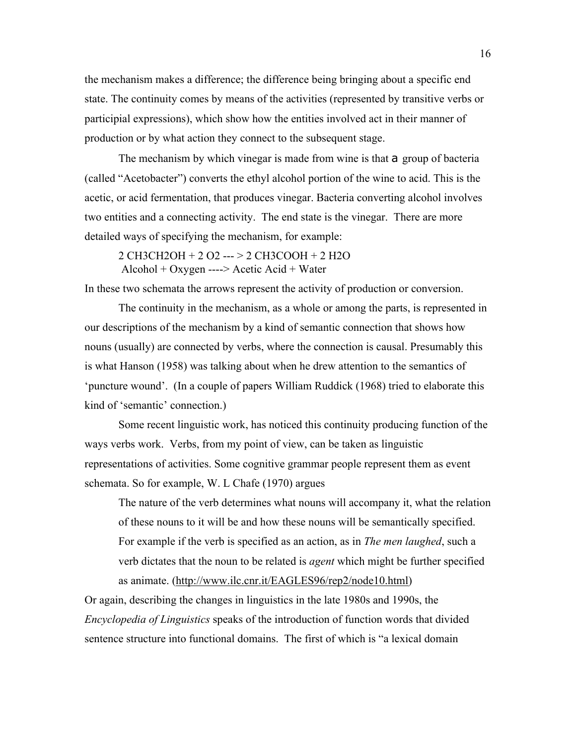the mechanism makes a difference; the difference being bringing about a specific end state. The continuity comes by means of the activities (represented by transitive verbs or participial expressions), which show how the entities involved act in their manner of production or by what action they connect to the subsequent stage.

The mechanism by which vinegar is made from wine is that a group of bacteria (called "Acetobacter") converts the ethyl alcohol portion of the wine to acid. This is the acetic, or acid fermentation, that produces vinegar. Bacteria converting alcohol involves two entities and a connecting activity. The end state is the vinegar. There are more detailed ways of specifying the mechanism, for example:

$2\ CH_3CH_2OH + 2\ O_2 \longrightarrow 2\ CH_3COOH + 2\ H_2O$
Alcohol + Oxygen ----> Acetic Acid + Water

In these two schemata the arrows represent the activity of production or conversion.

The continuity in the mechanism, as a whole or among the parts, is represented in our descriptions of the mechanism by a kind of semantic connection that shows how nouns (usually) are connected by verbs, where the connection is causal. Presumably this is what Hanson (1958) was talking about when he drew attention to the semantics of 'puncture wound'. (In a couple of papers William Ruddick (1968) tried to elaborate this kind of 'semantic' connection.)

Some recent linguistic work, has noticed this continuity producing function of the ways verbs work. Verbs, from my point of view, can be taken as linguistic representations of activities. Some cognitive grammar people represent them as event schemata. So for example, W. L Chafe (1970) argues

> The nature of the verb determines what nouns will accompany it, what the relation of these nouns to it will be and how these nouns will be semantically specified. For example if the verb is specified as an action, as in *The men laughed*, such a verb dictates that the noun to be related is *agent* which might be further specified as animate. (http://www.ilc.cnr.it/EAGLES96/rep2/node10.html)

Or again, describing the changes in linguistics in the late 1980s and 1990s, the *Encyclopedia of Linguistics* speaks of the introduction of function words that divided sentence structure into functional domains. The first of which is "a lexical domain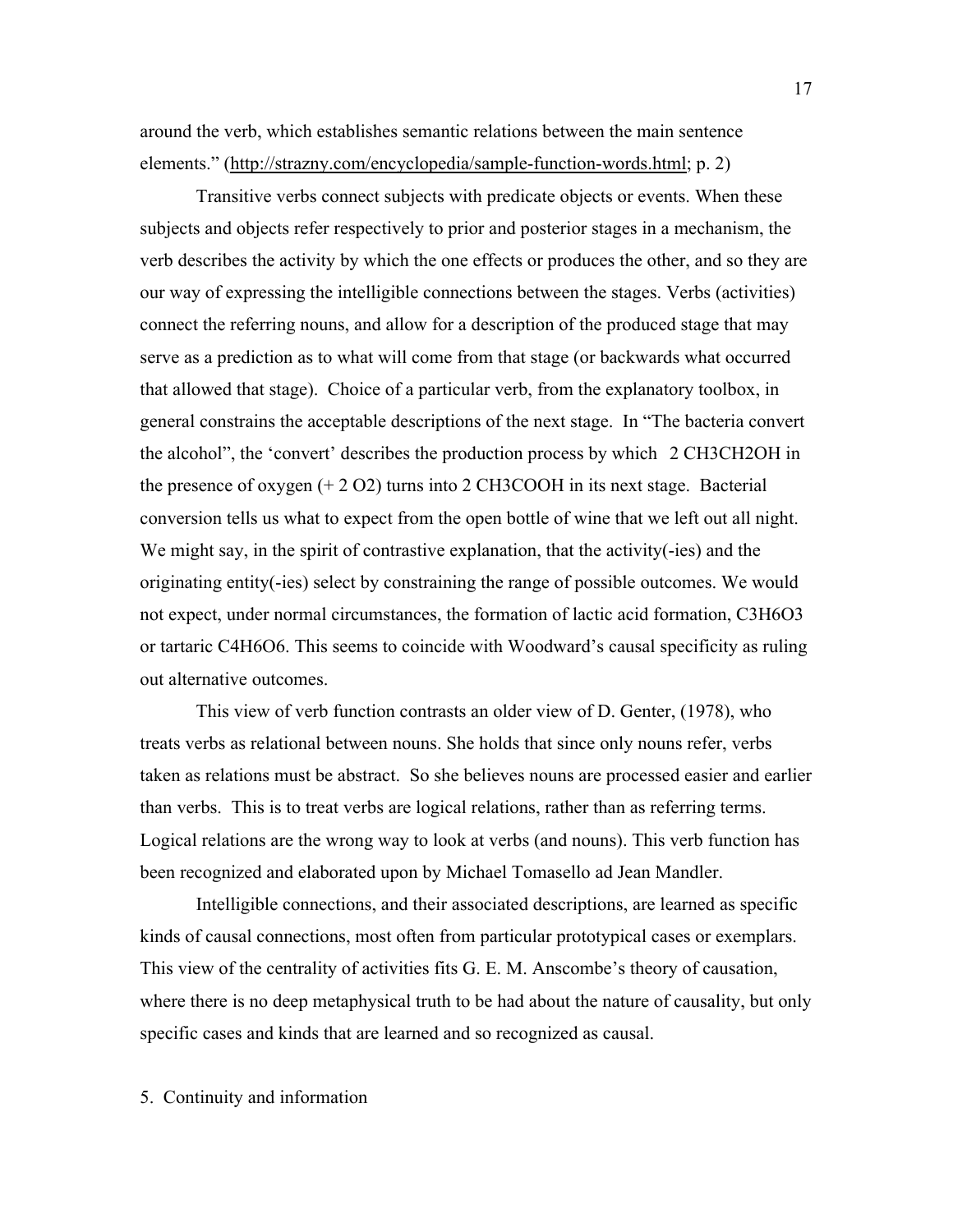around the verb, which establishes semantic relations between the main sentence elements." (http://strazny.com/encyclopedia/sample-function-words.html; p. 2)

Transitive verbs connect subjects with predicate objects or events. When these subjects and objects refer respectively to prior and posterior stages in a mechanism, the verb describes the activity by which the one effects or produces the other, and so they are our way of expressing the intelligible connections between the stages. Verbs (activities) connect the referring nouns, and allow for a description of the produced stage that may serve as a prediction as to what will come from that stage (or backwards what occurred that allowed that stage). Choice of a particular verb, from the explanatory toolbox, in general constrains the acceptable descriptions of the next stage. In "The bacteria convert the alcohol", the 'convert' describes the production process by which 2 $CH_3CH_2OH$ in the presence of oxygen (+ 2 $O_2$) turns into 2 $CH_3COOH$ in its next stage. Bacterial conversion tells us what to expect from the open bottle of wine that we left out all night. We might say, in the spirit of contrastive explanation, that the activity(-ies) and the originating entity(-ies) select by constraining the range of possible outcomes. We would not expect, under normal circumstances, the formation of lactic acid formation, $C_3H_6O_3$ or tartaric $C_4H_6O_6$. This seems to coincide with Woodward's causal specificity as ruling out alternative outcomes.

This view of verb function contrasts an older view of D. Genter, (1978), who treats verbs as relational between nouns. She holds that since only nouns refer, verbs taken as relations must be abstract. So she believes nouns are processed easier and earlier than verbs. This is to treat verbs are logical relations, rather than as referring terms. Logical relations are the wrong way to look at verbs (and nouns). This verb function has been recognized and elaborated upon by Michael Tomasello ad Jean Mandler.

Intelligible connections, and their associated descriptions, are learned as specific kinds of causal connections, most often from particular prototypical cases or exemplars. This view of the centrality of activities fits G. E. M. Anscombe's theory of causation, where there is no deep metaphysical truth to be had about the nature of causality, but only specific cases and kinds that are learned and so recognized as causal.

## 5. Continuity and information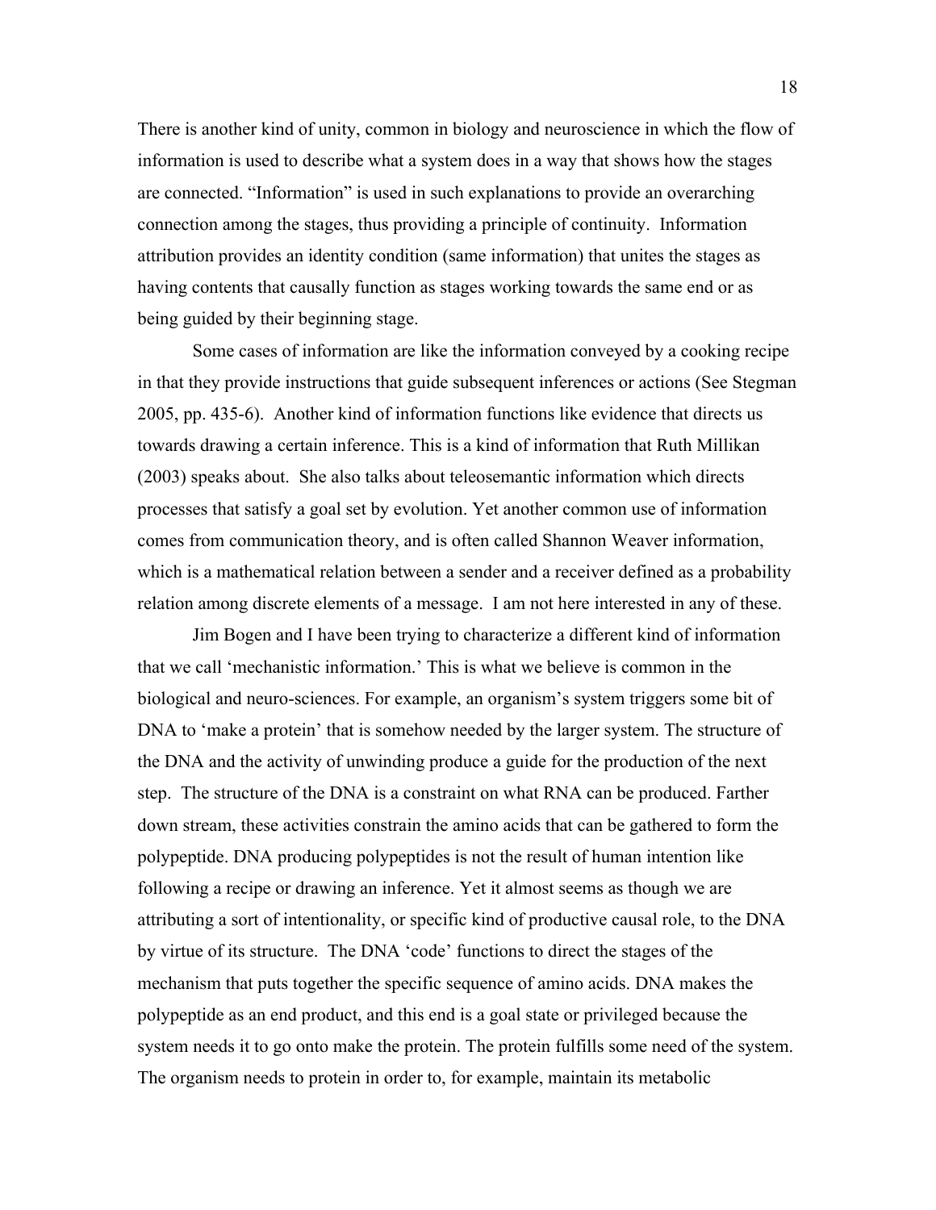There is another kind of unity, common in biology and neuroscience in which the flow of information is used to describe what a system does in a way that shows how the stages are connected. "Information" is used in such explanations to provide an overarching connection among the stages, thus providing a principle of continuity. Information attribution provides an identity condition (same information) that unites the stages as having contents that causally function as stages working towards the same end or as being guided by their beginning stage.

Some cases of information are like the information conveyed by a cooking recipe in that they provide instructions that guide subsequent inferences or actions (See Stegman 2005, pp. 435-6). Another kind of information functions like evidence that directs us towards drawing a certain inference. This is a kind of information that Ruth Millikan (2003) speaks about. She also talks about teleosemantic information which directs processes that satisfy a goal set by evolution. Yet another common use of information comes from communication theory, and is often called Shannon Weaver information, which is a mathematical relation between a sender and a receiver defined as a probability relation among discrete elements of a message. I am not here interested in any of these.

Jim Bogen and I have been trying to characterize a different kind of information that we call 'mechanistic information.' This is what we believe is common in the biological and neuro-sciences. For example, an organism's system triggers some bit of DNA to 'make a protein' that is somehow needed by the larger system. The structure of the DNA and the activity of unwinding produce a guide for the production of the next step. The structure of the DNA is a constraint on what RNA can be produced. Farther down stream, these activities constrain the amino acids that can be gathered to form the polypeptide. DNA producing polypeptides is not the result of human intention like following a recipe or drawing an inference. Yet it almost seems as though we are attributing a sort of intentionality, or specific kind of productive causal role, to the DNA by virtue of its structure. The DNA 'code' functions to direct the stages of the mechanism that puts together the specific sequence of amino acids. DNA makes the polypeptide as an end product, and this end is a goal state or privileged because the system needs it to go onto make the protein. The protein fulfills some need of the system. The organism needs to protein in order to, for example, maintain its metabolic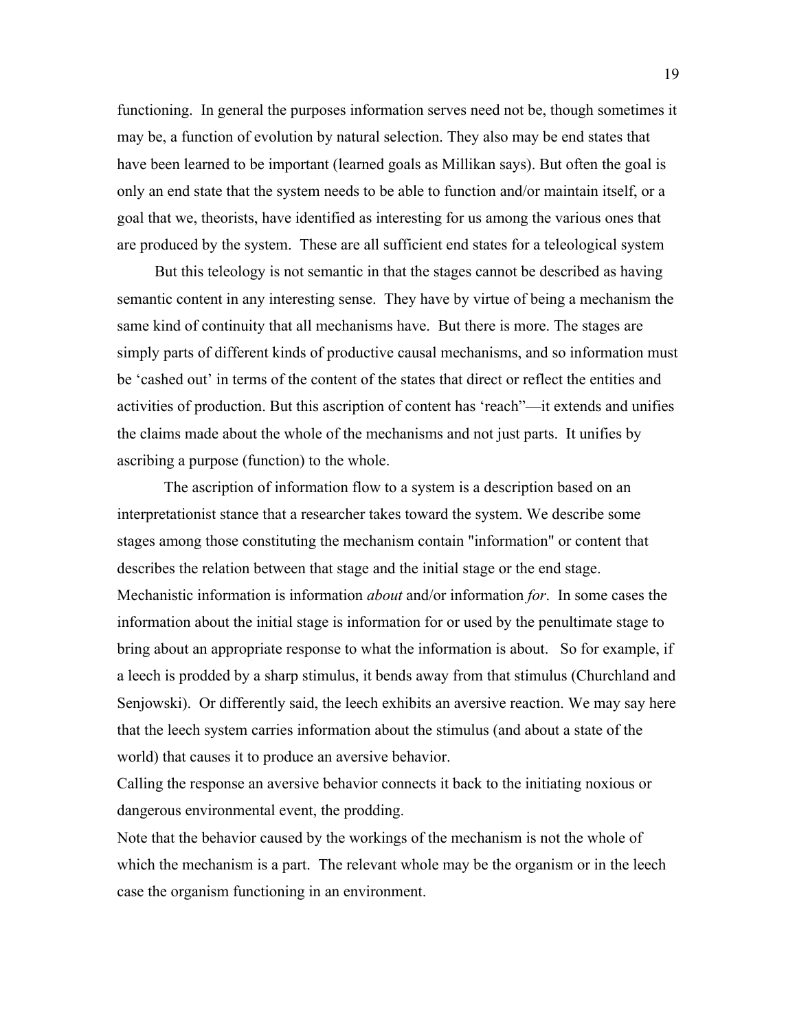functioning. In general the purposes information serves need not be, though sometimes it may be, a function of evolution by natural selection. They also may be end states that have been learned to be important (learned goals as Millikan says). But often the goal is only an end state that the system needs to be able to function and/or maintain itself, or a goal that we, theorists, have identified as interesting for us among the various ones that are produced by the system. These are all sufficient end states for a teleological system

But this teleology is not semantic in that the stages cannot be described as having semantic content in any interesting sense. They have by virtue of being a mechanism the same kind of continuity that all mechanisms have. But there is more. The stages are simply parts of different kinds of productive causal mechanisms, and so information must be 'cashed out' in terms of the content of the states that direct or reflect the entities and activities of production. But this ascription of content has 'reach"—it extends and unifies the claims made about the whole of the mechanisms and not just parts. It unifies by ascribing a purpose (function) to the whole.

The ascription of information flow to a system is a description based on an interpretationist stance that a researcher takes toward the system. We describe some stages among those constituting the mechanism contain "information" or content that describes the relation between that stage and the initial stage or the end stage. Mechanistic information is information *about* and/or information *for*. In some cases the information about the initial stage is information for or used by the penultimate stage to bring about an appropriate response to what the information is about. So for example, if a leech is prodded by a sharp stimulus, it bends away from that stimulus (Churchland and Senjowski). Or differently said, the leech exhibits an aversive reaction. We may say here that the leech system carries information about the stimulus (and about a state of the world) that causes it to produce an aversive behavior.

Calling the response an aversive behavior connects it back to the initiating noxious or dangerous environmental event, the prodding.

Note that the behavior caused by the workings of the mechanism is not the whole of which the mechanism is a part. The relevant whole may be the organism or in the leech case the organism functioning in an environment.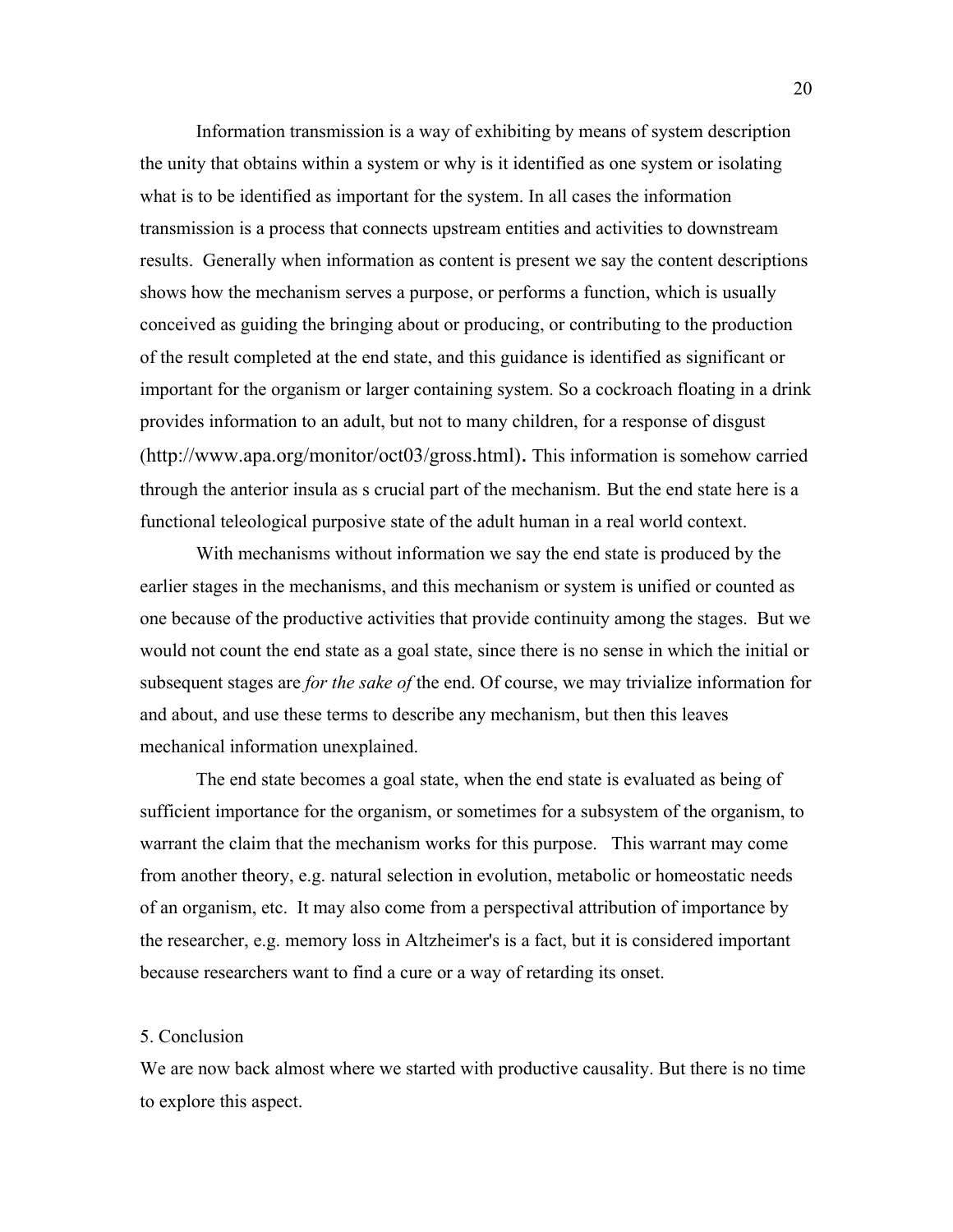Information transmission is a way of exhibiting by means of system description the unity that obtains within a system or why is it identified as one system or isolating what is to be identified as important for the system. In all cases the information transmission is a process that connects upstream entities and activities to downstream results. Generally when information as content is present we say the content descriptions shows how the mechanism serves a purpose, or performs a function, which is usually conceived as guiding the bringing about or producing, or contributing to the production of the result completed at the end state, and this guidance is identified as significant or important for the organism or larger containing system. So a cockroach floating in a drink provides information to an adult, but not to many children, for a response of disgust (http://www.apa.org/monitor/oct03/gross.html). This information is somehow carried through the anterior insula as s crucial part of the mechanism. But the end state here is a functional teleological purposive state of the adult human in a real world context.

With mechanisms without information we say the end state is produced by the earlier stages in the mechanisms, and this mechanism or system is unified or counted as one because of the productive activities that provide continuity among the stages. But we would not count the end state as a goal state, since there is no sense in which the initial or subsequent stages are *for the sake of* the end. Of course, we may trivialize information for and about, and use these terms to describe any mechanism, but then this leaves mechanical information unexplained.

The end state becomes a goal state, when the end state is evaluated as being of sufficient importance for the organism, or sometimes for a subsystem of the organism, to warrant the claim that the mechanism works for this purpose. This warrant may come from another theory, e.g. natural selection in evolution, metabolic or homeostatic needs of an organism, etc. It may also come from a perspectival attribution of importance by the researcher, e.g. memory loss in Altzheimer's is a fact, but it is considered important because researchers want to find a cure or a way of retarding its onset.

## 5. Conclusion

We are now back almost where we started with productive causality. But there is no time to explore this aspect.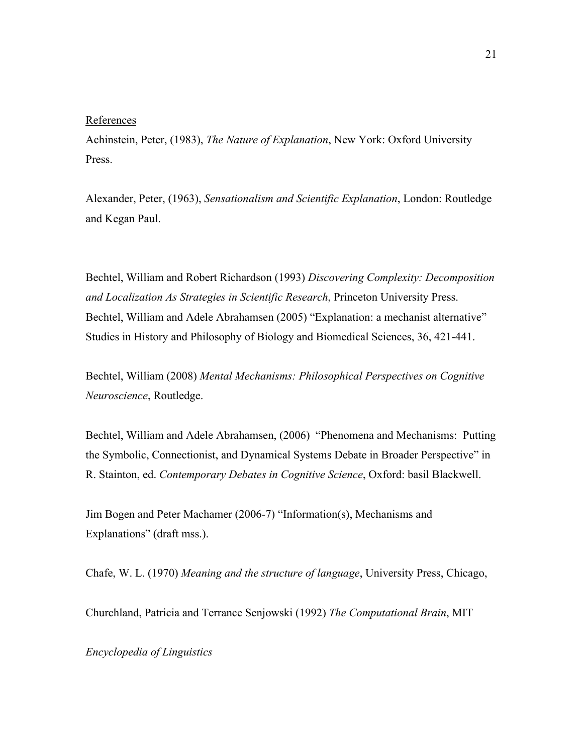References

Achinstein, Peter, (1983), *The Nature of Explanation*, New York: Oxford University Press.

Alexander, Peter, (1963), *Sensationalism and Scientific Explanation*, London: Routledge and Kegan Paul.

Bechtel, William and Robert Richardson (1993) *Discovering Complexity: Decomposition and Localization As Strategies in Scientific Research*, Princeton University Press.
Bechtel, William and Adele Abrahamsen (2005) "Explanation: a mechanist alternative" Studies in History and Philosophy of Biology and Biomedical Sciences, 36, 421-441.

Bechtel, William (2008) *Mental Mechanisms: Philosophical Perspectives on Cognitive Neuroscience*, Routledge.

Bechtel, William and Adele Abrahamsen, (2006) "Phenomena and Mechanisms: Putting the Symbolic, Connectionist, and Dynamical Systems Debate in Broader Perspective" in R. Stainton, ed. *Contemporary Debates in Cognitive Science*, Oxford: basil Blackwell.

Jim Bogen and Peter Machamer (2006-7) "Information(s), Mechanisms and Explanations" (draft mss.).

Chafe, W. L. (1970) *Meaning and the structure of language*, University Press, Chicago,

Churchland, Patricia and Terrance Senjowski (1992) *The Computational Brain*, MIT

*Encyclopedia of Linguistics*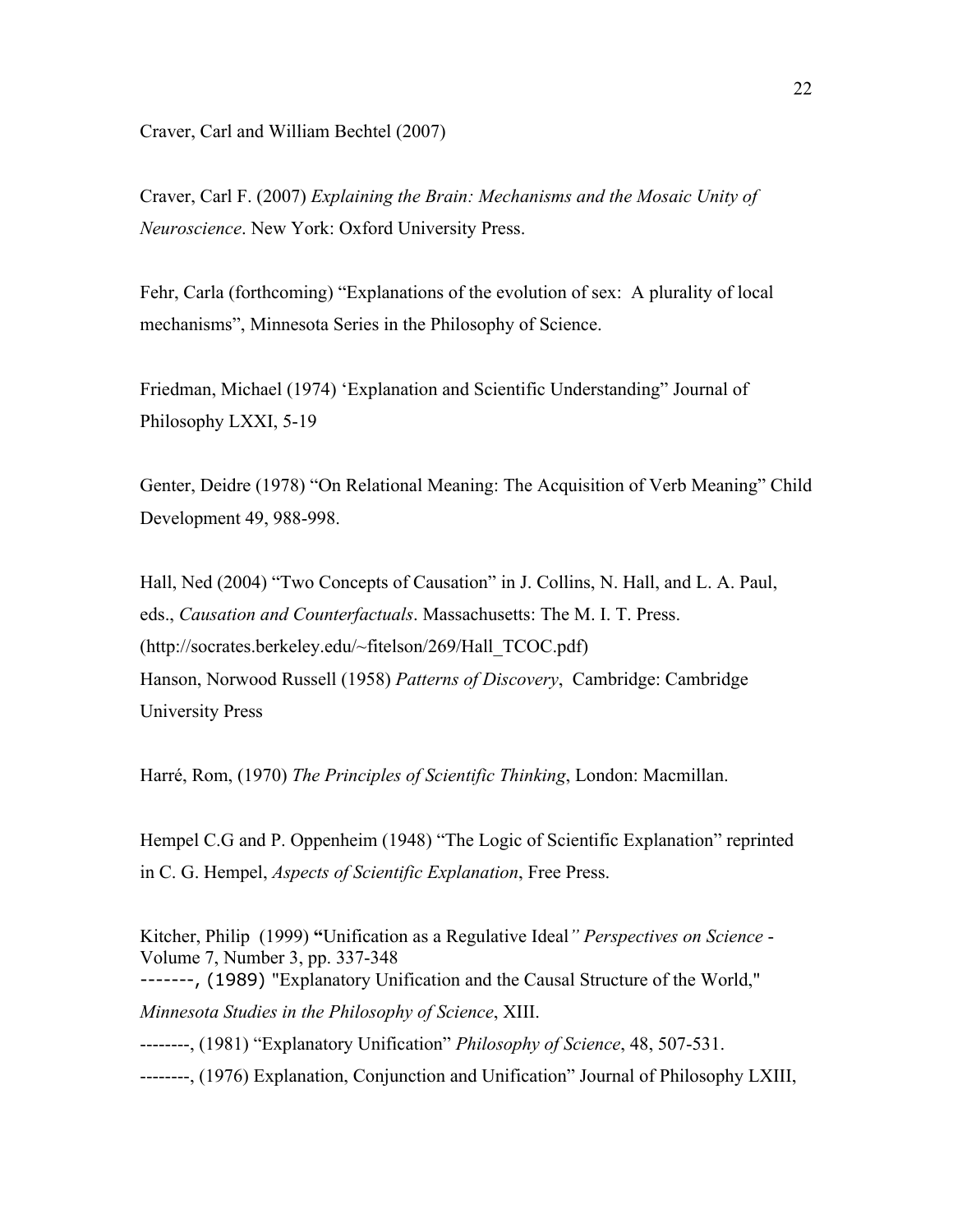Craver, Carl and William Bechtel (2007)

Craver, Carl F. (2007) *Explaining the Brain: Mechanisms and the Mosaic Unity of Neuroscience*. New York: Oxford University Press.

Fehr, Carla (forthcoming) "Explanations of the evolution of sex: A plurality of local mechanisms", Minnesota Series in the Philosophy of Science.

Friedman, Michael (1974) 'Explanation and Scientific Understanding" Journal of Philosophy LXXI, 5-19

Genter, Deidre (1978) "On Relational Meaning: The Acquisition of Verb Meaning" Child Development 49, 988-998.

Hall, Ned (2004) "Two Concepts of Causation" in J. Collins, N. Hall, and L. A. Paul, eds., *Causation and Counterfactuals*. Massachusetts: The M. I. T. Press. (http://socrates.berkeley.edu/~fitelson/269/Hall_TCOC.pdf)

Hanson, Norwood Russell (1958) *Patterns of Discovery*, Cambridge: Cambridge University Press

Harré, Rom, (1970) *The Principles of Scientific Thinking*, London: Macmillan.

Hempel C.G and P. Oppenheim (1948) "The Logic of Scientific Explanation" reprinted in C. G. Hempel, *Aspects of Scientific Explanation*, Free Press.

Kitcher, Philip (1999) **"**Unification as a Regulative Ideal*" Perspectives on Science* - Volume 7, Number 3, pp. 337-348

-------, (1989) "Explanatory Unification and the Causal Structure of the World," *Minnesota Studies in the Philosophy of Science*, XIII.

--------, (1981) "Explanatory Unification" *Philosophy of Science*, 48, 507-531.

--------, (1976) Explanation, Conjunction and Unification" Journal of Philosophy LXIII,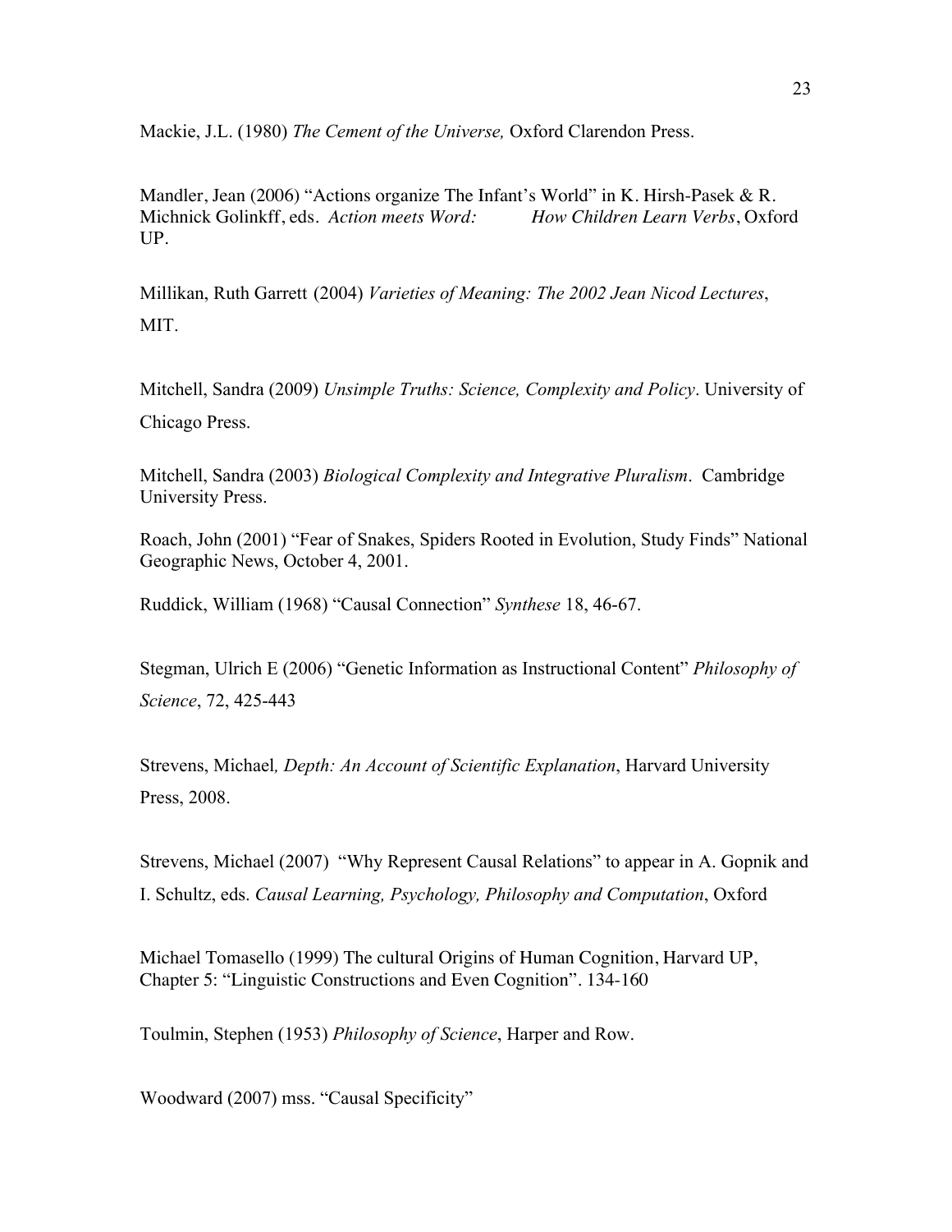Mackie, J.L. (1980) *The Cement of the Universe,* Oxford Clarendon Press.

Mandler, Jean (2006) "Actions organize The Infant's World" in K. Hirsh-Pasek & R. Michnick Golinkff, eds. *Action meets Word: How Children Learn Verbs*, Oxford UP.

Millikan, Ruth Garrett (2004) *Varieties of Meaning: The 2002 Jean Nicod Lectures*, MIT.

Mitchell, Sandra (2009) *Unsimple Truths: Science, Complexity and Policy*. University of Chicago Press.

Mitchell, Sandra (2003) *Biological Complexity and Integrative Pluralism*. Cambridge University Press.

Roach, John (2001) "Fear of Snakes, Spiders Rooted in Evolution, Study Finds" National Geographic News, October 4, 2001.

Ruddick, William (1968) "Causal Connection" *Synthese* 18, 46-67.

Stegman, Ulrich E (2006) "Genetic Information as Instructional Content" *Philosophy of Science*, 72, 425-443

Strevens, Michael*, Depth: An Account of Scientific Explanation*, Harvard University Press, 2008.

Strevens, Michael (2007) "Why Represent Causal Relations" to appear in A. Gopnik and I. Schultz, eds. *Causal Learning, Psychology, Philosophy and Computation*, Oxford

Michael Tomasello (1999) The cultural Origins of Human Cognition, Harvard UP, Chapter 5: "Linguistic Constructions and Even Cognition". 134-160

Toulmin, Stephen (1953) *Philosophy of Science*, Harper and Row.

Woodward (2007) mss. "Causal Specificity"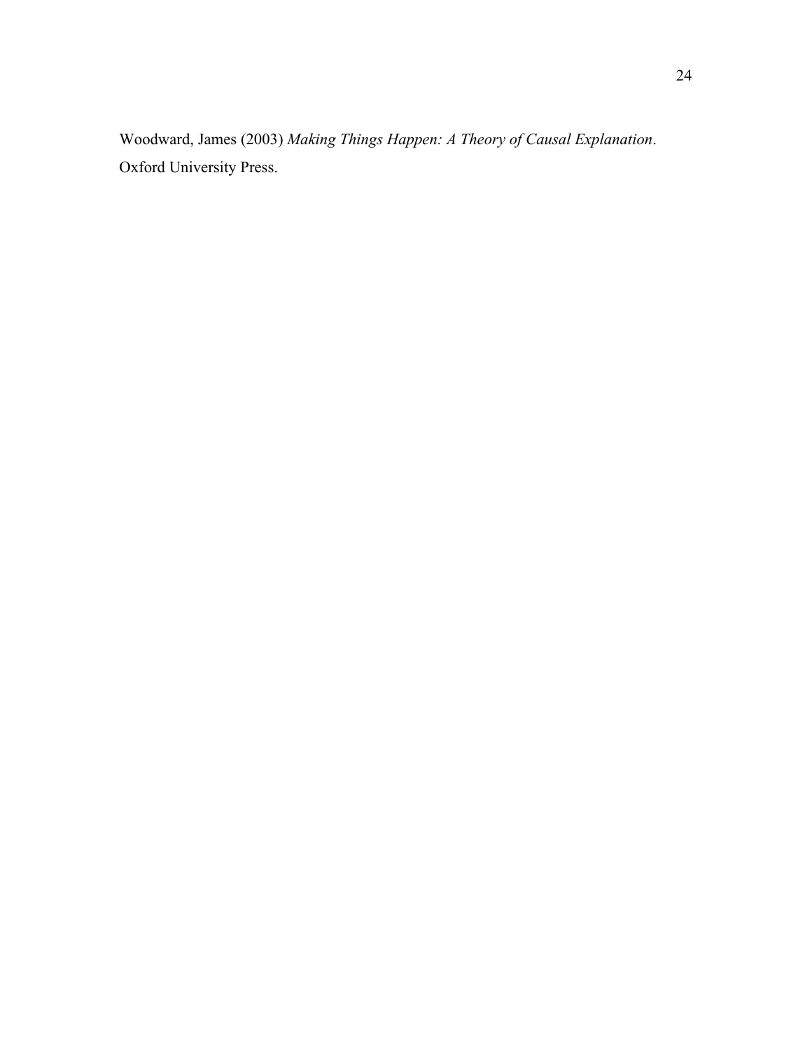Woodward, James (2003) *Making Things Happen: A Theory of Causal Explanation*. Oxford University Press.